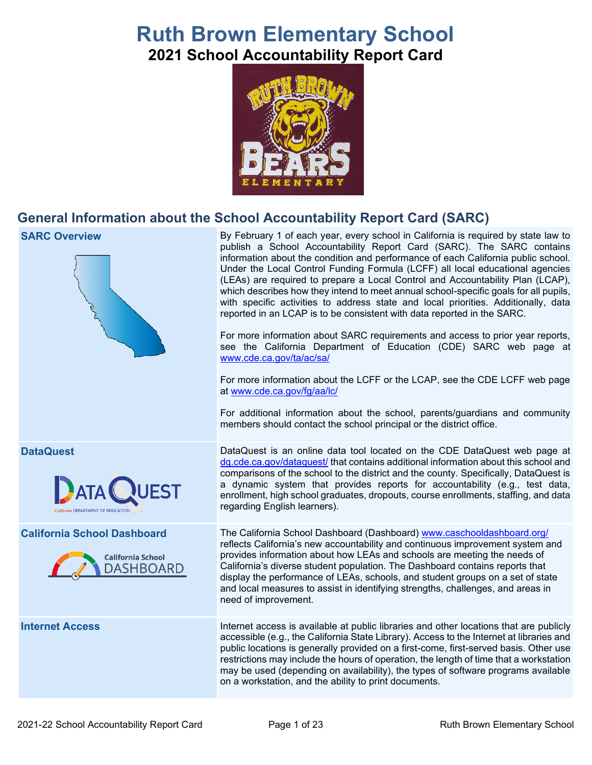# Ruth Brown Elementary School

## 2021 School Accountability Report Card

## General Information about the School Accountability Report Card (SARC)

| | |
|---|---|
| **SARC Overview** | By February 1 of each year, every school in California is required by state law to publish a School Accountability Report Card (SARC). The SARC contains information about the condition and performance of each California public school. Under the Local Control Funding Formula (LCFF) all local educational agencies (LEAs) are required to prepare a Local Control and Accountability Plan (LCAP), which describes how they intend to meet annual school-specific goals for all pupils, with specific activities to address state and local priorities. Additionally, data reported in an LCAP is to be consistent with data reported in the SARC.<br><br>For more information about SARC requirements and access to prior year reports, see the California Department of Education (CDE) SARC web page at www.cde.ca.gov/ta/ac/sa/<br><br>For more information about the LCFF or the LCAP, see the CDE LCFF web page at www.cde.ca.gov/fg/aa/lc/<br><br>For additional information about the school, parents/guardians and community members should contact the school principal or the district office. |
| **DataQuest** | DataQuest is an online data tool located on the CDE DataQuest web page at dq.cde.ca.gov/dataquest/ that contains additional information about this school and comparisons of the school to the district and the county. Specifically, DataQuest is a dynamic system that provides reports for accountability (e.g., test data, enrollment, high school graduates, dropouts, course enrollments, staffing, and data regarding English learners). |
| **California School Dashboard** | The California School Dashboard (Dashboard) www.caschooldashboard.org/ reflects California's new accountability and continuous improvement system and provides information about how LEAs and schools are meeting the needs of California's diverse student population. The Dashboard contains reports that display the performance of LEAs, schools, and student groups on a set of state and local measures to assist in identifying strengths, challenges, and areas in need of improvement. |
| **Internet Access** | Internet access is available at public libraries and other locations that are publicly accessible (e.g., the California State Library). Access to the Internet at libraries and public locations is generally provided on a first-come, first-served basis. Other use restrictions may include the hours of operation, the length of time that a workstation may be used (depending on availability), the types of software programs available on a workstation, and the ability to print documents. |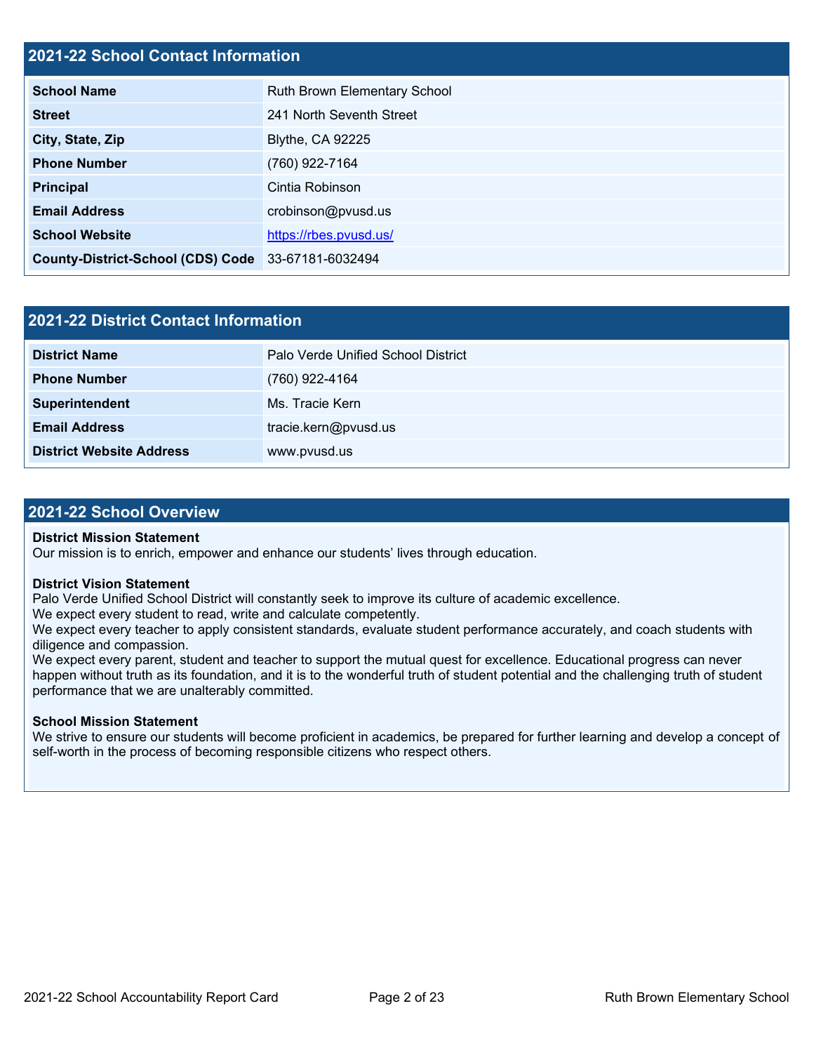## 2021-22 School Contact Information

| | |
|---|---|
| **School Name** | Ruth Brown Elementary School |
| **Street** | 241 North Seventh Street |
| **City, State, Zip** | Blythe, CA 92225 |
| **Phone Number** | (760) 922-7164 |
| **Principal** | Cintia Robinson |
| **Email Address** | crobinson@pvusd.us |
| **School Website** | [https://rbes.pvusd.us/](https://rbes.pvusd.us/) |
| **County-District-School (CDS) Code** | 33-67181-6032494 |

## 2021-22 District Contact Information

| | |
|---|---|
| **District Name** | Palo Verde Unified School District |
| **Phone Number** | (760) 922-4164 |
| **Superintendent** | Ms. Tracie Kern |
| **Email Address** | tracie.kern@pvusd.us |
| **District Website Address** | www.pvusd.us |

## 2021-22 School Overview

**District Mission Statement**
Our mission is to enrich, empower and enhance our students' lives through education.

**District Vision Statement**
Palo Verde Unified School District will constantly seek to improve its culture of academic excellence.
We expect every student to read, write and calculate competently.
We expect every teacher to apply consistent standards, evaluate student performance accurately, and coach students with diligence and compassion.
We expect every parent, student and teacher to support the mutual quest for excellence. Educational progress can never happen without truth as its foundation, and it is to the wonderful truth of student potential and the challenging truth of student performance that we are unalterably committed.

**School Mission Statement**
We strive to ensure our students will become proficient in academics, be prepared for further learning and develop a concept of self-worth in the process of becoming responsible citizens who respect others.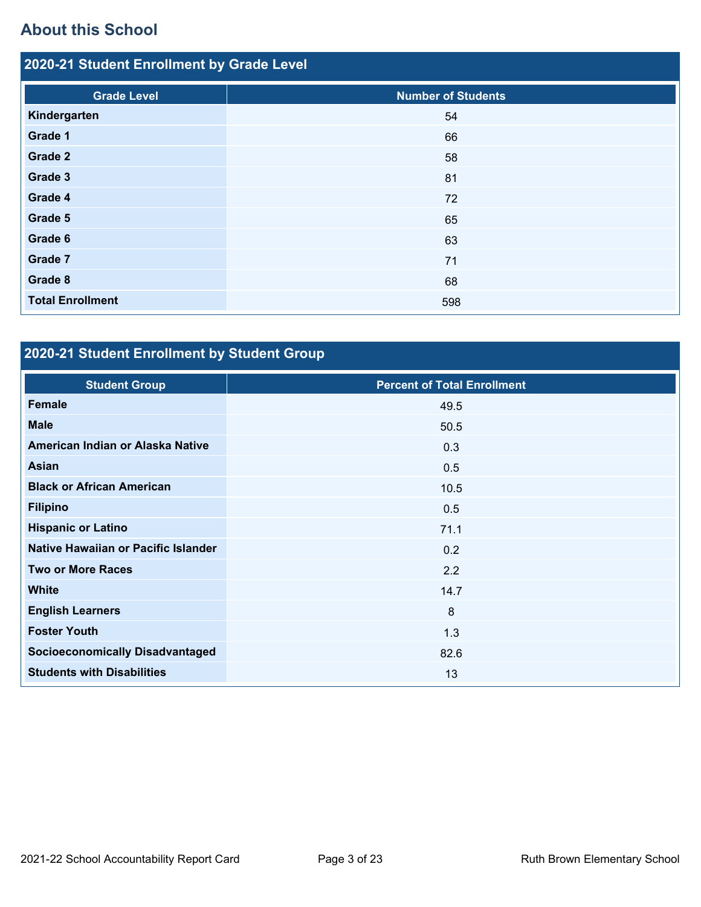## About this School

### 2020-21 Student Enrollment by Grade Level

| Grade Level | Number of Students |
|---|---|
| Kindergarten | 54 |
| Grade 1 | 66 |
| Grade 2 | 58 |
| Grade 3 | 81 |
| Grade 4 | 72 |
| Grade 5 | 65 |
| Grade 6 | 63 |
| Grade 7 | 71 |
| Grade 8 | 68 |
| Total Enrollment | 598 |

### 2020-21 Student Enrollment by Student Group

| Student Group | Percent of Total Enrollment |
|---|---|
| Female | 49.5 |
| Male | 50.5 |
| American Indian or Alaska Native | 0.3 |
| Asian | 0.5 |
| Black or African American | 10.5 |
| Filipino | 0.5 |
| Hispanic or Latino | 71.1 |
| Native Hawaiian or Pacific Islander | 0.2 |
| Two or More Races | 2.2 |
| White | 14.7 |
| English Learners | 8 |
| Foster Youth | 1.3 |
| Socioeconomically Disadvantaged | 82.6 |
| Students with Disabilities | 13 |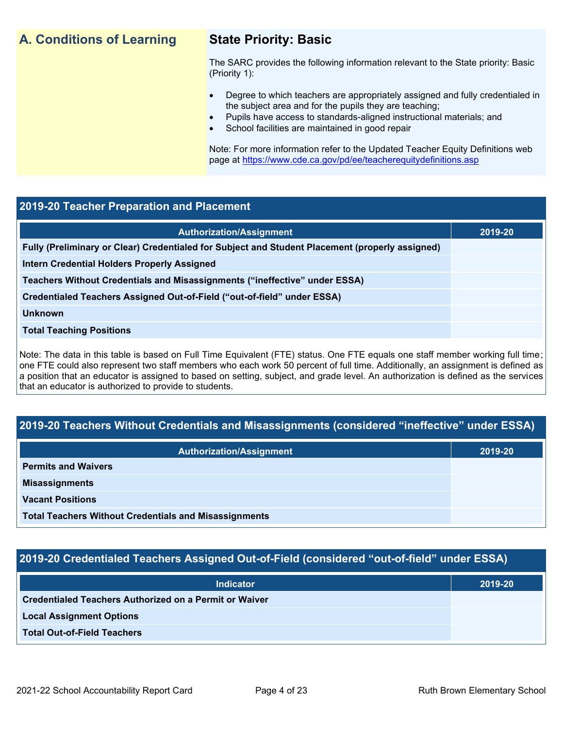## A. Conditions of Learning

### State Priority: Basic

The SARC provides the following information relevant to the State priority: Basic (Priority 1):

- Degree to which teachers are appropriately assigned and fully credentialed in the subject area and for the pupils they are teaching;
- Pupils have access to standards-aligned instructional materials; and
- School facilities are maintained in good repair

Note: For more information refer to the Updated Teacher Equity Definitions web page at https://www.cde.ca.gov/pd/ee/teacherequitydefinitions.asp

### 2019-20 Teacher Preparation and Placement

| Authorization/Assignment | 2019-20 |
|---|---|
| Fully (Preliminary or Clear) Credentialed for Subject and Student Placement (properly assigned) | |
| Intern Credential Holders Properly Assigned | |
| Teachers Without Credentials and Misassignments ("ineffective" under ESSA) | |
| Credentialed Teachers Assigned Out-of-Field ("out-of-field" under ESSA) | |
| Unknown | |
| Total Teaching Positions | |

Note: The data in this table is based on Full Time Equivalent (FTE) status. One FTE equals one staff member working full time; one FTE could also represent two staff members who each work 50 percent of full time. Additionally, an assignment is defined as a position that an educator is assigned to based on setting, subject, and grade level. An authorization is defined as the services that an educator is authorized to provide to students.

### 2019-20 Teachers Without Credentials and Misassignments (considered "ineffective" under ESSA)

| Authorization/Assignment | 2019-20 |
|---|---|
| Permits and Waivers | |
| Misassignments | |
| Vacant Positions | |
| Total Teachers Without Credentials and Misassignments | |

### 2019-20 Credentialed Teachers Assigned Out-of-Field (considered "out-of-field" under ESSA)

| Indicator | 2019-20 |
|---|---|
| Credentialed Teachers Authorized on a Permit or Waiver | |
| Local Assignment Options | |
| Total Out-of-Field Teachers | |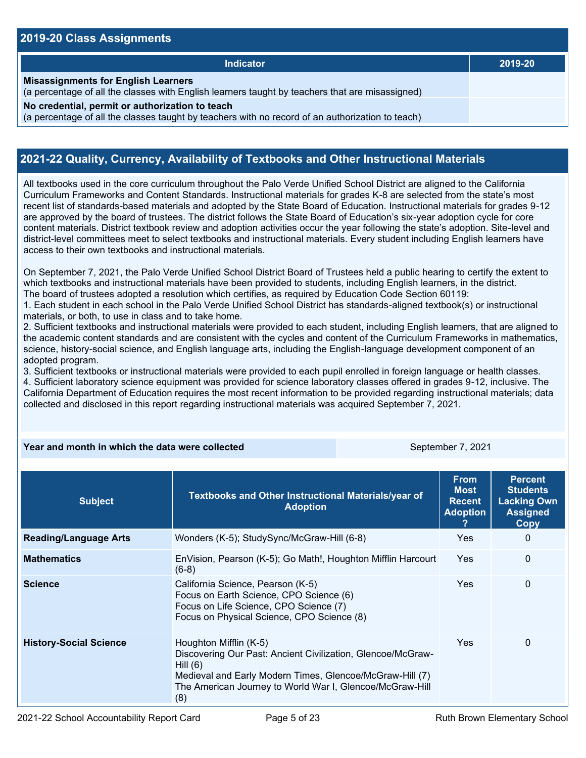## 2019-20 Class Assignments

| Indicator | 2019-20 |
| --- | --- |
| **Misassignments for English Learners**<br>(a percentage of all the classes with English learners taught by teachers that are misassigned) | |
| **No credential, permit or authorization to teach**<br>(a percentage of all the classes taught by teachers with no record of an authorization to teach) | |

## 2021-22 Quality, Currency, Availability of Textbooks and Other Instructional Materials

All textbooks used in the core curriculum throughout the Palo Verde Unified School District are aligned to the California Curriculum Frameworks and Content Standards. Instructional materials for grades K-8 are selected from the state's most recent list of standards-based materials and adopted by the State Board of Education. Instructional materials for grades 9-12 are approved by the board of trustees. The district follows the State Board of Education's six-year adoption cycle for core content materials. District textbook review and adoption activities occur the year following the state's adoption. Site-level and district-level committees meet to select textbooks and instructional materials. Every student including English learners have access to their own textbooks and instructional materials.

On September 7, 2021, the Palo Verde Unified School District Board of Trustees held a public hearing to certify the extent to which textbooks and instructional materials have been provided to students, including English learners, in the district.
The board of trustees adopted a resolution which certifies, as required by Education Code Section 60119:
1. Each student in each school in the Palo Verde Unified School District has standards-aligned textbook(s) or instructional materials, or both, to use in class and to take home.
2. Sufficient textbooks and instructional materials were provided to each student, including English learners, that are aligned to the academic content standards and are consistent with the cycles and content of the Curriculum Frameworks in mathematics, science, history-social science, and English language arts, including the English-language development component of an adopted program.
3. Sufficient textbooks or instructional materials were provided to each pupil enrolled in foreign language or health classes.
4. Sufficient laboratory science equipment was provided for science laboratory classes offered in grades 9-12, inclusive. The California Department of Education requires the most recent information to be provided regarding instructional materials; data collected and disclosed in this report regarding instructional materials was acquired September 7, 2021.

| Year and month in which the data were collected | September 7, 2021 |
| --- | --- |

| Subject | Textbooks and Other Instructional Materials/year of Adoption | From Most Recent Adoption ? | Percent Students Lacking Own Assigned Copy |
| --- | --- | --- | --- |
| **Reading/Language Arts** | Wonders (K-5); StudySync/McGraw-Hill (6-8) | Yes | 0 |
| **Mathematics** | EnVision, Pearson (K-5); Go Math!, Houghton Mifflin Harcourt (6-8) | Yes | 0 |
| **Science** | California Science, Pearson (K-5)<br>Focus on Earth Science, CPO Science (6)<br>Focus on Life Science, CPO Science (7)<br>Focus on Physical Science, CPO Science (8) | Yes | 0 |
| **History-Social Science** | Houghton Mifflin (K-5)<br>Discovering Our Past: Ancient Civilization, Glencoe/McGraw-Hill (6)<br>Medieval and Early Modern Times, Glencoe/McGraw-Hill (7)<br>The American Journey to World War I, Glencoe/McGraw-Hill (8) | Yes | 0 |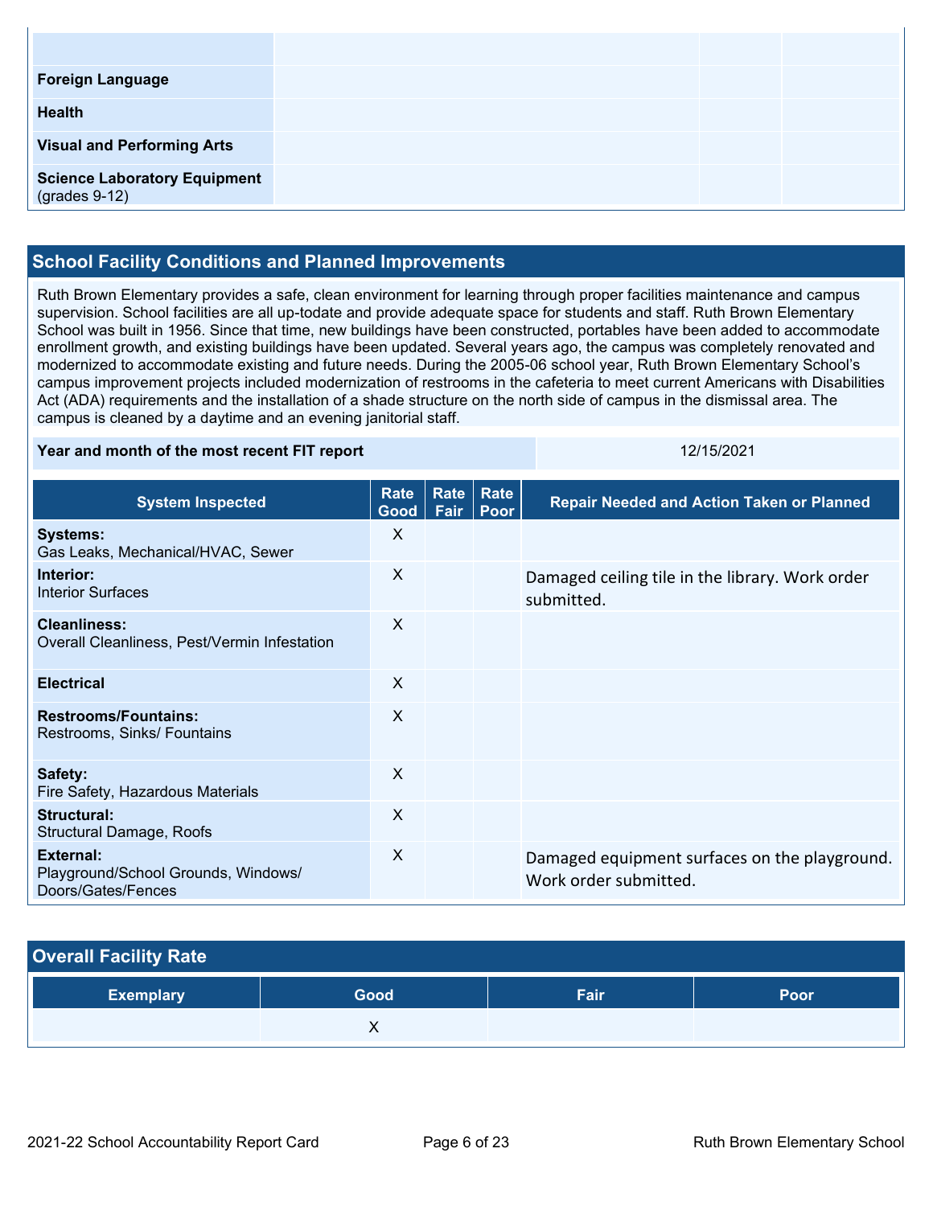| | | | |
|---|---|---|---|
| | | | |
| **Foreign Language** | | | |
| **Health** | | | |
| **Visual and Performing Arts** | | | |
| **Science Laboratory Equipment** (grades 9-12) | | | |

## School Facility Conditions and Planned Improvements

Ruth Brown Elementary provides a safe, clean environment for learning through proper facilities maintenance and campus supervision. School facilities are all up-todate and provide adequate space for students and staff. Ruth Brown Elementary School was built in 1956. Since that time, new buildings have been constructed, portables have been added to accommodate enrollment growth, and existing buildings have been updated. Several years ago, the campus was completely renovated and modernized to accommodate existing and future needs. During the 2005-06 school year, Ruth Brown Elementary School's campus improvement projects included modernization of restrooms in the cafeteria to meet current Americans with Disabilities Act (ADA) requirements and the installation of a shade structure on the north side of campus in the dismissal area. The campus is cleaned by a daytime and an evening janitorial staff.

| Year and month of the most recent FIT report | 12/15/2021 |
|---|---|

| System Inspected | Rate Good | Rate Fair | Rate Poor | Repair Needed and Action Taken or Planned |
|---|---|---|---|---|
| **Systems:** Gas Leaks, Mechanical/HVAC, Sewer | X | | | |
| **Interior:** Interior Surfaces | X | | | Damaged ceiling tile in the library. Work order submitted. |
| **Cleanliness:** Overall Cleanliness, Pest/Vermin Infestation | X | | | |
| **Electrical** | X | | | |
| **Restrooms/Fountains:** Restrooms, Sinks/ Fountains | X | | | |
| **Safety:** Fire Safety, Hazardous Materials | X | | | |
| **Structural:** Structural Damage, Roofs | X | | | |
| **External:** Playground/School Grounds, Windows/ Doors/Gates/Fences | X | | | Damaged equipment surfaces on the playground. Work order submitted. |

## Overall Facility Rate

| Exemplary | Good | Fair | Poor |
|---|---|---|---|
| | X | | |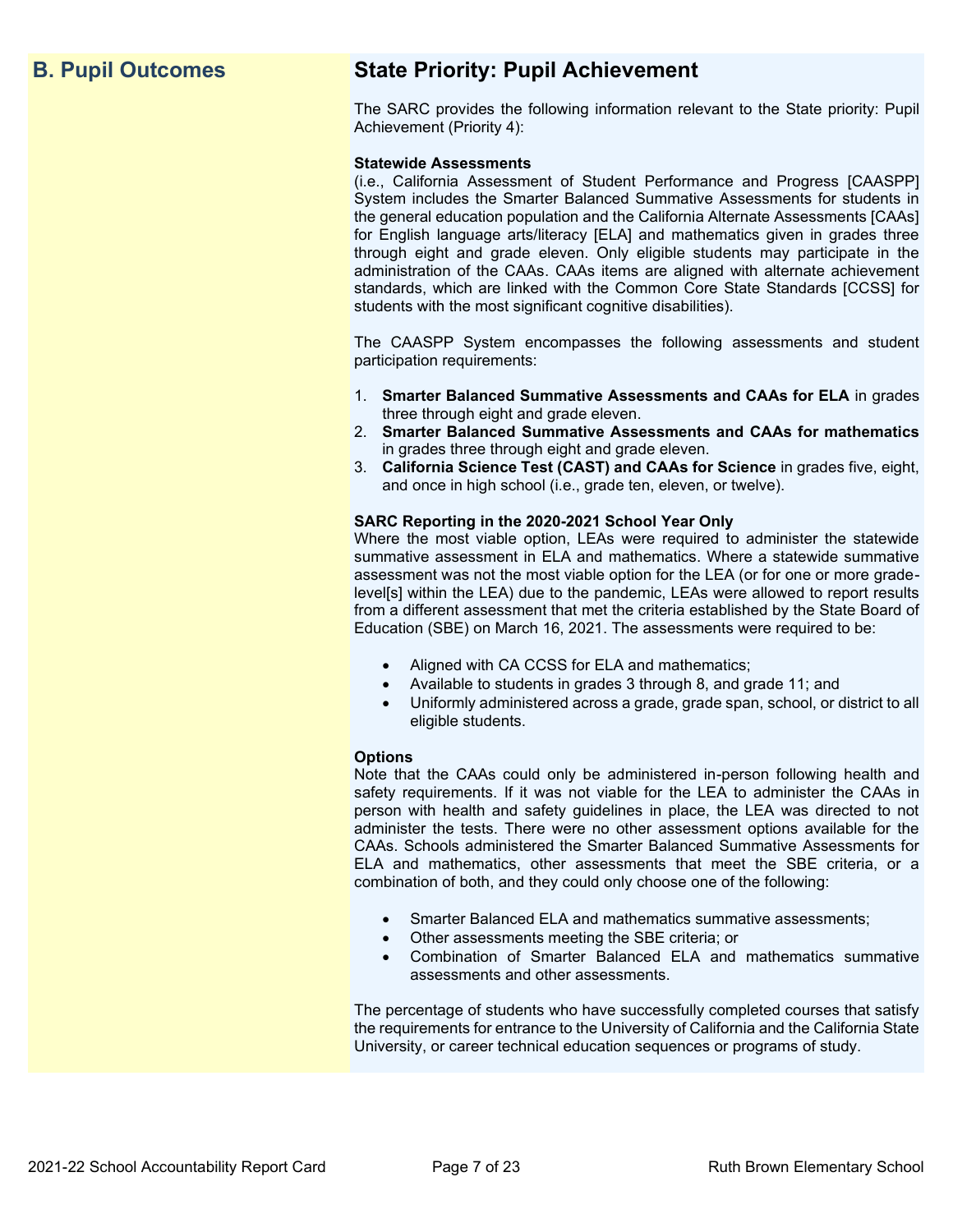## B. Pupil Outcomes

## State Priority: Pupil Achievement

The SARC provides the following information relevant to the State priority: Pupil Achievement (Priority 4):

**Statewide Assessments**
(i.e., California Assessment of Student Performance and Progress [CAASPP] System includes the Smarter Balanced Summative Assessments for students in the general education population and the California Alternate Assessments [CAAs] for English language arts/literacy [ELA] and mathematics given in grades three through eight and grade eleven. Only eligible students may participate in the administration of the CAAs. CAAs items are aligned with alternate achievement standards, which are linked with the Common Core State Standards [CCSS] for students with the most significant cognitive disabilities).

The CAASPP System encompasses the following assessments and student participation requirements:

1. **Smarter Balanced Summative Assessments and CAAs for ELA** in grades three through eight and grade eleven.
2. **Smarter Balanced Summative Assessments and CAAs for mathematics** in grades three through eight and grade eleven.
3. **California Science Test (CAST) and CAAs for Science** in grades five, eight, and once in high school (i.e., grade ten, eleven, or twelve).

**SARC Reporting in the 2020-2021 School Year Only**
Where the most viable option, LEAs were required to administer the statewide summative assessment in ELA and mathematics. Where a statewide summative assessment was not the most viable option for the LEA (or for one or more grade-level[s] within the LEA) due to the pandemic, LEAs were allowed to report results from a different assessment that met the criteria established by the State Board of Education (SBE) on March 16, 2021. The assessments were required to be:

- Aligned with CA CCSS for ELA and mathematics;
- Available to students in grades 3 through 8, and grade 11; and
- Uniformly administered across a grade, grade span, school, or district to all eligible students.

**Options**
Note that the CAAs could only be administered in-person following health and safety requirements. If it was not viable for the LEA to administer the CAAs in person with health and safety guidelines in place, the LEA was directed to not administer the tests. There were no other assessment options available for the CAAs. Schools administered the Smarter Balanced Summative Assessments for ELA and mathematics, other assessments that meet the SBE criteria, or a combination of both, and they could only choose one of the following:

- Smarter Balanced ELA and mathematics summative assessments;
- Other assessments meeting the SBE criteria; or
- Combination of Smarter Balanced ELA and mathematics summative assessments and other assessments.

The percentage of students who have successfully completed courses that satisfy the requirements for entrance to the University of California and the California State University, or career technical education sequences or programs of study.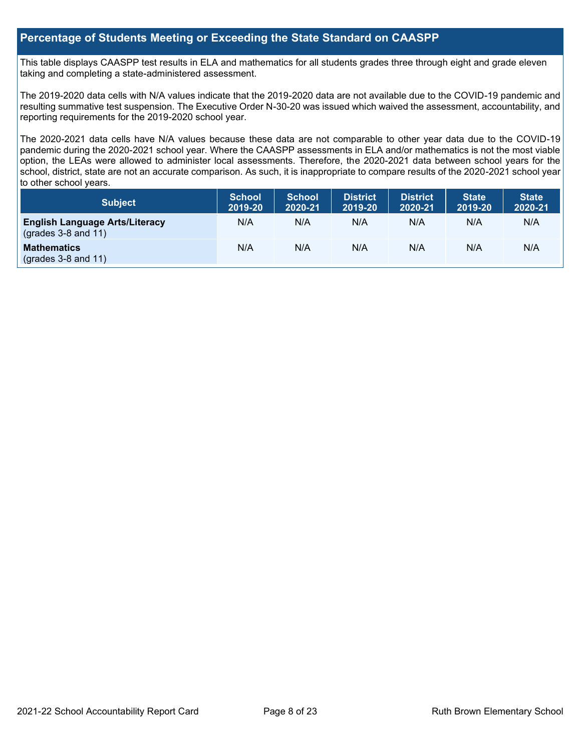## Percentage of Students Meeting or Exceeding the State Standard on CAASPP

This table displays CAASPP test results in ELA and mathematics for all students grades three through eight and grade eleven taking and completing a state-administered assessment.

The 2019-2020 data cells with N/A values indicate that the 2019-2020 data are not available due to the COVID-19 pandemic and resulting summative test suspension. The Executive Order N-30-20 was issued which waived the assessment, accountability, and reporting requirements for the 2019-2020 school year.

The 2020-2021 data cells have N/A values because these data are not comparable to other year data due to the COVID-19 pandemic during the 2020-2021 school year. Where the CAASPP assessments in ELA and/or mathematics is not the most viable option, the LEAs were allowed to administer local assessments. Therefore, the 2020-2021 data between school years for the school, district, state are not an accurate comparison. As such, it is inappropriate to compare results of the 2020-2021 school year to other school years.

| Subject | School 2019-20 | School 2020-21 | District 2019-20 | District 2020-21 | State 2019-20 | State 2020-21 |
|---|---|---|---|---|---|---|
| **English Language Arts/Literacy** (grades 3-8 and 11) | N/A | N/A | N/A | N/A | N/A | N/A |
| **Mathematics** (grades 3-8 and 11) | N/A | N/A | N/A | N/A | N/A | N/A |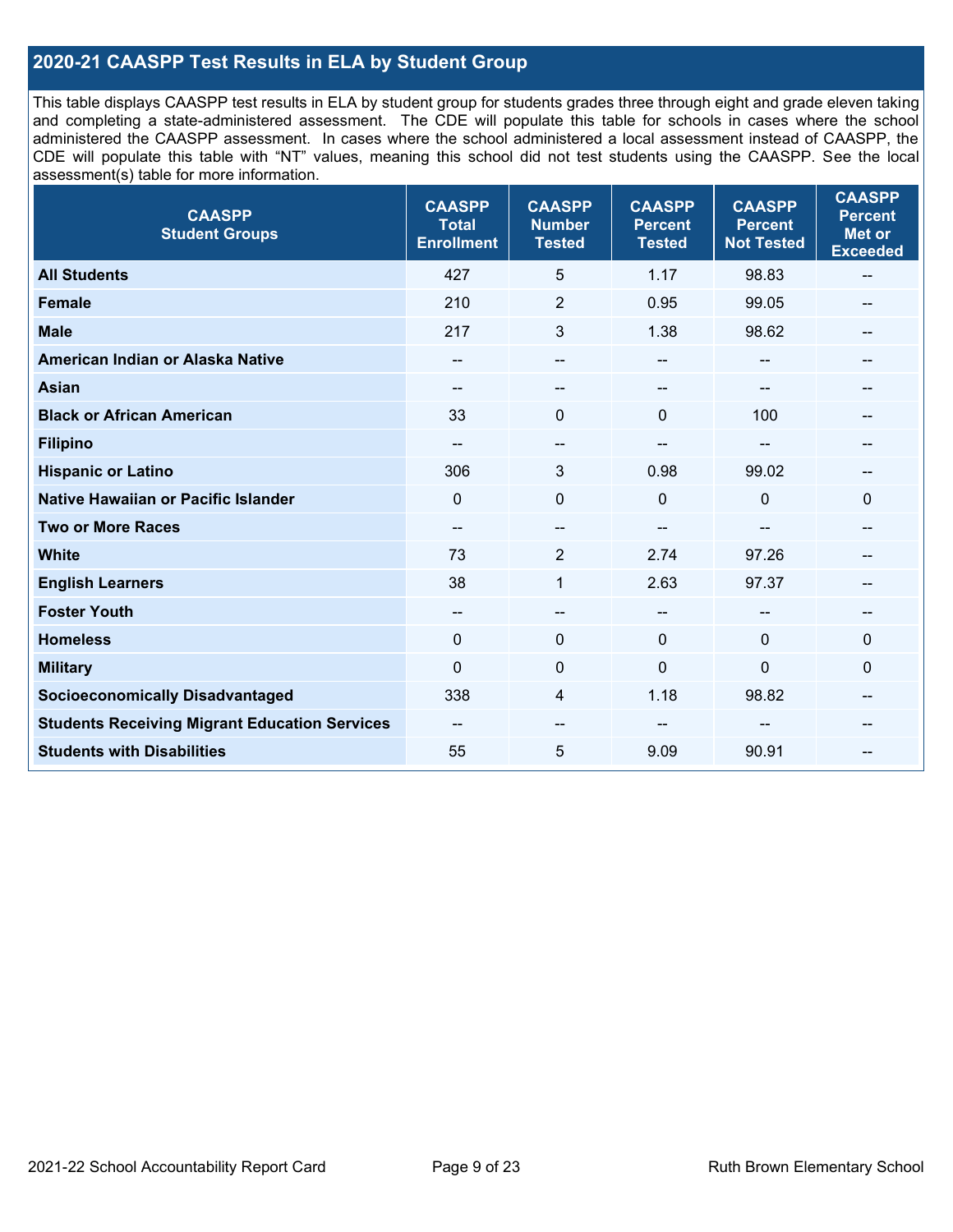## 2020-21 CAASPP Test Results in ELA by Student Group

This table displays CAASPP test results in ELA by student group for students grades three through eight and grade eleven taking and completing a state-administered assessment. The CDE will populate this table for schools in cases where the school administered the CAASPP assessment. In cases where the school administered a local assessment instead of CAASPP, the CDE will populate this table with "NT" values, meaning this school did not test students using the CAASPP. See the local assessment(s) table for more information.

| CAASPP Student Groups | CAASPP Total Enrollment | CAASPP Number Tested | CAASPP Percent Tested | CAASPP Percent Not Tested | CAASPP Percent Met or Exceeded |
|---|---|---|---|---|---|
| **All Students** | 427 | 5 | 1.17 | 98.83 | -- |
| **Female** | 210 | 2 | 0.95 | 99.05 | -- |
| **Male** | 217 | 3 | 1.38 | 98.62 | -- |
| **American Indian or Alaska Native** | -- | -- | -- | -- | -- |
| **Asian** | -- | -- | -- | -- | -- |
| **Black or African American** | 33 | 0 | 0 | 100 | -- |
| **Filipino** | -- | -- | -- | -- | -- |
| **Hispanic or Latino** | 306 | 3 | 0.98 | 99.02 | -- |
| **Native Hawaiian or Pacific Islander** | 0 | 0 | 0 | 0 | 0 |
| **Two or More Races** | -- | -- | -- | -- | -- |
| **White** | 73 | 2 | 2.74 | 97.26 | -- |
| **English Learners** | 38 | 1 | 2.63 | 97.37 | -- |
| **Foster Youth** | -- | -- | -- | -- | -- |
| **Homeless** | 0 | 0 | 0 | 0 | 0 |
| **Military** | 0 | 0 | 0 | 0 | 0 |
| **Socioeconomically Disadvantaged** | 338 | 4 | 1.18 | 98.82 | -- |
| **Students Receiving Migrant Education Services** | -- | -- | -- | -- | -- |
| **Students with Disabilities** | 55 | 5 | 9.09 | 90.91 | -- |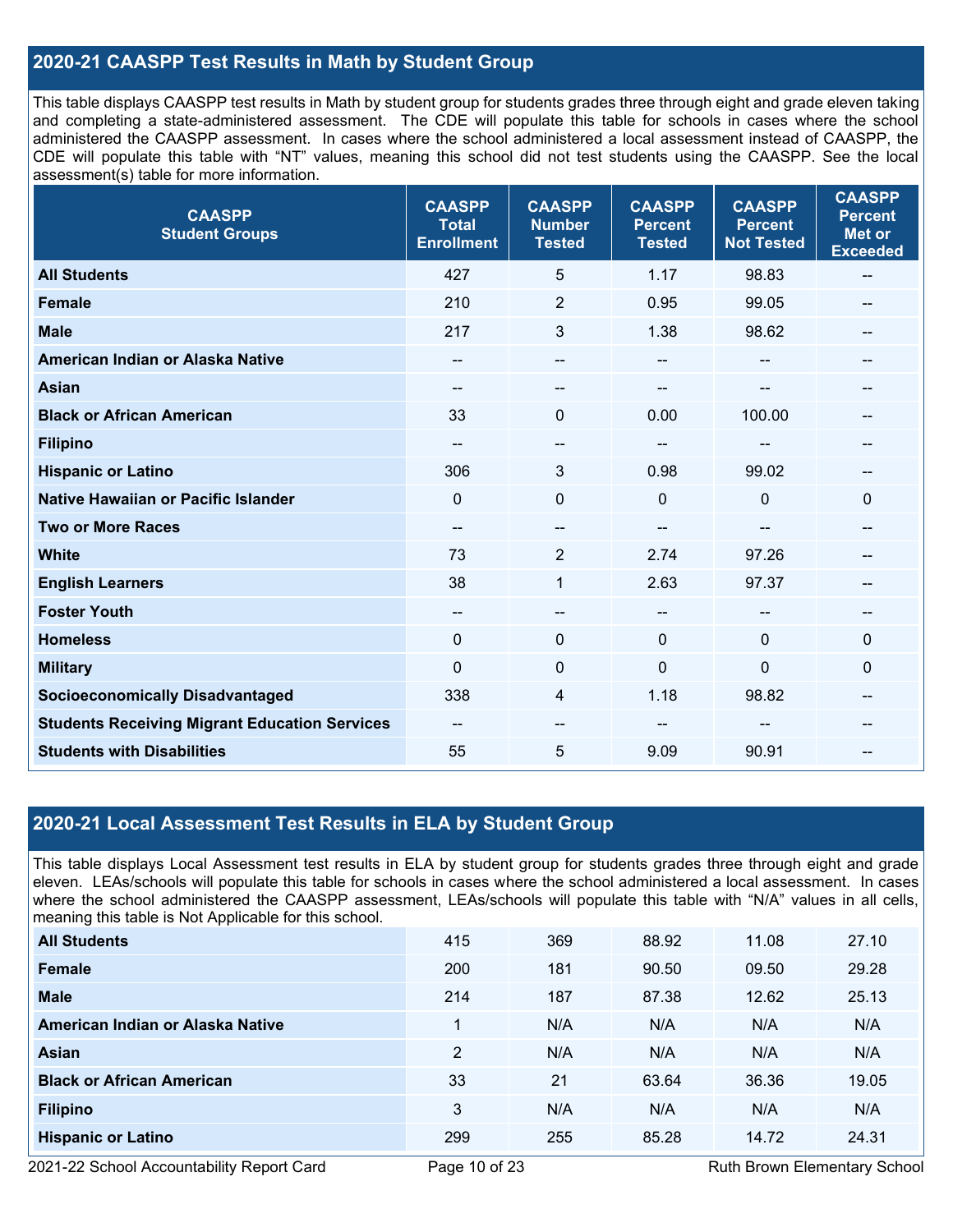## 2020-21 CAASPP Test Results in Math by Student Group

This table displays CAASPP test results in Math by student group for students grades three through eight and grade eleven taking and completing a state-administered assessment. The CDE will populate this table for schools in cases where the school administered the CAASPP assessment. In cases where the school administered a local assessment instead of CAASPP, the CDE will populate this table with "NT" values, meaning this school did not test students using the CAASPP. See the local assessment(s) table for more information.

| CAASPP Student Groups | CAASPP Total Enrollment | CAASPP Number Tested | CAASPP Percent Tested | CAASPP Percent Not Tested | CAASPP Percent Met or Exceeded |
|---|---|---|---|---|---|
| **All Students** | 427 | 5 | 1.17 | 98.83 | -- |
| **Female** | 210 | 2 | 0.95 | 99.05 | -- |
| **Male** | 217 | 3 | 1.38 | 98.62 | -- |
| **American Indian or Alaska Native** | -- | -- | -- | -- | -- |
| **Asian** | -- | -- | -- | -- | -- |
| **Black or African American** | 33 | 0 | 0.00 | 100.00 | -- |
| **Filipino** | -- | -- | -- | -- | -- |
| **Hispanic or Latino** | 306 | 3 | 0.98 | 99.02 | -- |
| **Native Hawaiian or Pacific Islander** | 0 | 0 | 0 | 0 | 0 |
| **Two or More Races** | -- | -- | -- | -- | -- |
| **White** | 73 | 2 | 2.74 | 97.26 | -- |
| **English Learners** | 38 | 1 | 2.63 | 97.37 | -- |
| **Foster Youth** | -- | -- | -- | -- | -- |
| **Homeless** | 0 | 0 | 0 | 0 | 0 |
| **Military** | 0 | 0 | 0 | 0 | 0 |
| **Socioeconomically Disadvantaged** | 338 | 4 | 1.18 | 98.82 | -- |
| **Students Receiving Migrant Education Services** | -- | -- | -- | -- | -- |
| **Students with Disabilities** | 55 | 5 | 9.09 | 90.91 | -- |

## 2020-21 Local Assessment Test Results in ELA by Student Group

This table displays Local Assessment test results in ELA by student group for students grades three through eight and grade eleven. LEAs/schools will populate this table for schools in cases where the school administered a local assessment. In cases where the school administered the CAASPP assessment, LEAs/schools will populate this table with "N/A" values in all cells, meaning this table is Not Applicable for this school.

| | | | | | |
|---|---|---|---|---|---|
| **All Students** | 415 | 369 | 88.92 | 11.08 | 27.10 |
| **Female** | 200 | 181 | 90.50 | 09.50 | 29.28 |
| **Male** | 214 | 187 | 87.38 | 12.62 | 25.13 |
| **American Indian or Alaska Native** | 1 | N/A | N/A | N/A | N/A |
| **Asian** | 2 | N/A | N/A | N/A | N/A |
| **Black or African American** | 33 | 21 | 63.64 | 36.36 | 19.05 |
| **Filipino** | 3 | N/A | N/A | N/A | N/A |
| **Hispanic or Latino** | 299 | 255 | 85.28 | 14.72 | 24.31 |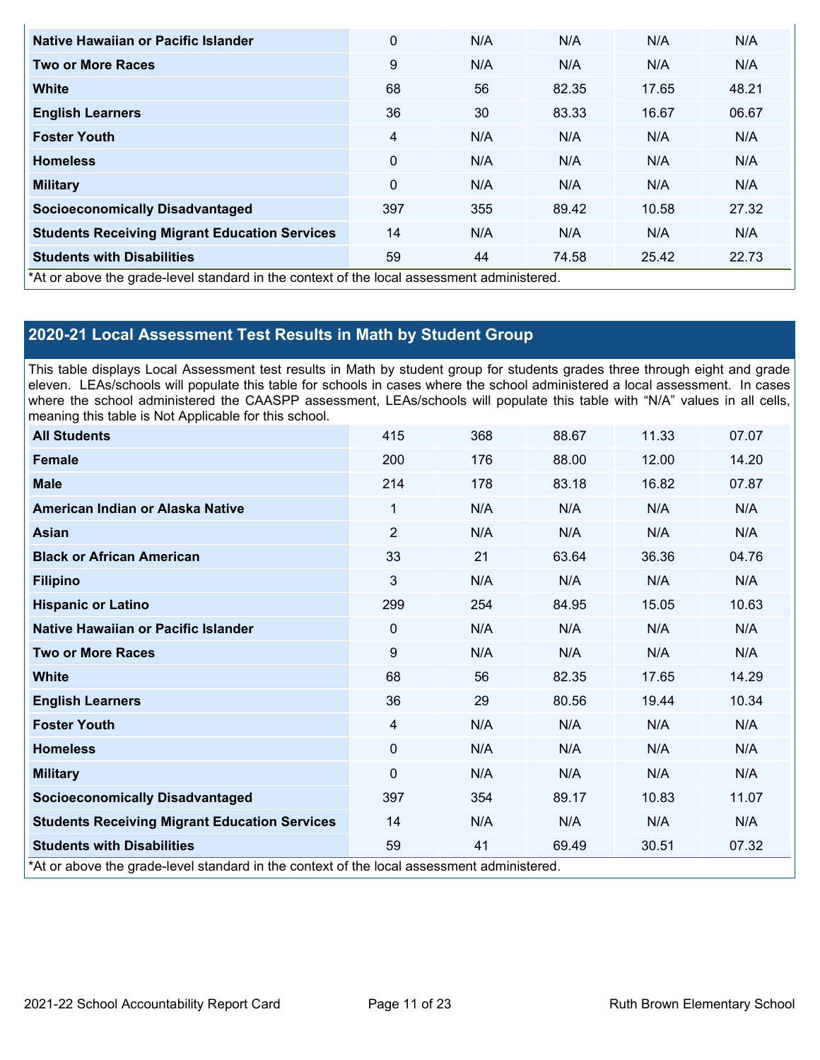| | | | | | |
|---|---|---|---|---|---|
| **Native Hawaiian or Pacific Islander** | 0 | N/A | N/A | N/A | N/A |
| **Two or More Races** | 9 | N/A | N/A | N/A | N/A |
| **White** | 68 | 56 | 82.35 | 17.65 | 48.21 |
| **English Learners** | 36 | 30 | 83.33 | 16.67 | 06.67 |
| **Foster Youth** | 4 | N/A | N/A | N/A | N/A |
| **Homeless** | 0 | N/A | N/A | N/A | N/A |
| **Military** | 0 | N/A | N/A | N/A | N/A |
| **Socioeconomically Disadvantaged** | 397 | 355 | 89.42 | 10.58 | 27.32 |
| **Students Receiving Migrant Education Services** | 14 | N/A | N/A | N/A | N/A |
| **Students with Disabilities** | 59 | 44 | 74.58 | 25.42 | 22.73 |

*At or above the grade-level standard in the context of the local assessment administered.

## 2020-21 Local Assessment Test Results in Math by Student Group

This table displays Local Assessment test results in Math by student group for students grades three through eight and grade eleven. LEAs/schools will populate this table for schools in cases where the school administered a local assessment. In cases where the school administered the CAASPP assessment, LEAs/schools will populate this table with "N/A" values in all cells, meaning this table is Not Applicable for this school.

| | | | | | |
|---|---|---|---|---|---|
| **All Students** | 415 | 368 | 88.67 | 11.33 | 07.07 |
| **Female** | 200 | 176 | 88.00 | 12.00 | 14.20 |
| **Male** | 214 | 178 | 83.18 | 16.82 | 07.87 |
| **American Indian or Alaska Native** | 1 | N/A | N/A | N/A | N/A |
| **Asian** | 2 | N/A | N/A | N/A | N/A |
| **Black or African American** | 33 | 21 | 63.64 | 36.36 | 04.76 |
| **Filipino** | 3 | N/A | N/A | N/A | N/A |
| **Hispanic or Latino** | 299 | 254 | 84.95 | 15.05 | 10.63 |
| **Native Hawaiian or Pacific Islander** | 0 | N/A | N/A | N/A | N/A |
| **Two or More Races** | 9 | N/A | N/A | N/A | N/A |
| **White** | 68 | 56 | 82.35 | 17.65 | 14.29 |
| **English Learners** | 36 | 29 | 80.56 | 19.44 | 10.34 |
| **Foster Youth** | 4 | N/A | N/A | N/A | N/A |
| **Homeless** | 0 | N/A | N/A | N/A | N/A |
| **Military** | 0 | N/A | N/A | N/A | N/A |
| **Socioeconomically Disadvantaged** | 397 | 354 | 89.17 | 10.83 | 11.07 |
| **Students Receiving Migrant Education Services** | 14 | N/A | N/A | N/A | N/A |
| **Students with Disabilities** | 59 | 41 | 69.49 | 30.51 | 07.32 |

*At or above the grade-level standard in the context of the local assessment administered.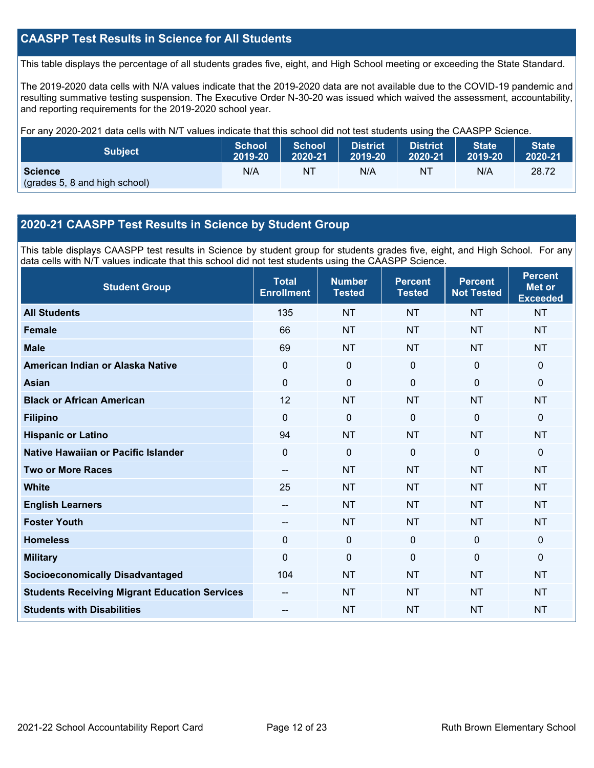## CAASPP Test Results in Science for All Students

This table displays the percentage of all students grades five, eight, and High School meeting or exceeding the State Standard.

The 2019-2020 data cells with N/A values indicate that the 2019-2020 data are not available due to the COVID-19 pandemic and resulting summative testing suspension. The Executive Order N-30-20 was issued which waived the assessment, accountability, and reporting requirements for the 2019-2020 school year.

For any 2020-2021 data cells with N/T values indicate that this school did not test students using the CAASPP Science.

| Subject | School 2019-20 | School 2020-21 | District 2019-20 | District 2020-21 | State 2019-20 | State 2020-21 |
|---|---|---|---|---|---|---|
| **Science** (grades 5, 8 and high school) | N/A | NT | N/A | NT | N/A | 28.72 |

## 2020-21 CAASPP Test Results in Science by Student Group

This table displays CAASPP test results in Science by student group for students grades five, eight, and High School. For any data cells with N/T values indicate that this school did not test students using the CAASPP Science.

| Student Group | Total Enrollment | Number Tested | Percent Tested | Percent Not Tested | Percent Met or Exceeded |
|---|---|---|---|---|---|
| **All Students** | 135 | NT | NT | NT | NT |
| **Female** | 66 | NT | NT | NT | NT |
| **Male** | 69 | NT | NT | NT | NT |
| **American Indian or Alaska Native** | 0 | 0 | 0 | 0 | 0 |
| **Asian** | 0 | 0 | 0 | 0 | 0 |
| **Black or African American** | 12 | NT | NT | NT | NT |
| **Filipino** | 0 | 0 | 0 | 0 | 0 |
| **Hispanic or Latino** | 94 | NT | NT | NT | NT |
| **Native Hawaiian or Pacific Islander** | 0 | 0 | 0 | 0 | 0 |
| **Two or More Races** | -- | NT | NT | NT | NT |
| **White** | 25 | NT | NT | NT | NT |
| **English Learners** | -- | NT | NT | NT | NT |
| **Foster Youth** | -- | NT | NT | NT | NT |
| **Homeless** | 0 | 0 | 0 | 0 | 0 |
| **Military** | 0 | 0 | 0 | 0 | 0 |
| **Socioeconomically Disadvantaged** | 104 | NT | NT | NT | NT |
| **Students Receiving Migrant Education Services** | -- | NT | NT | NT | NT |
| **Students with Disabilities** | -- | NT | NT | NT | NT |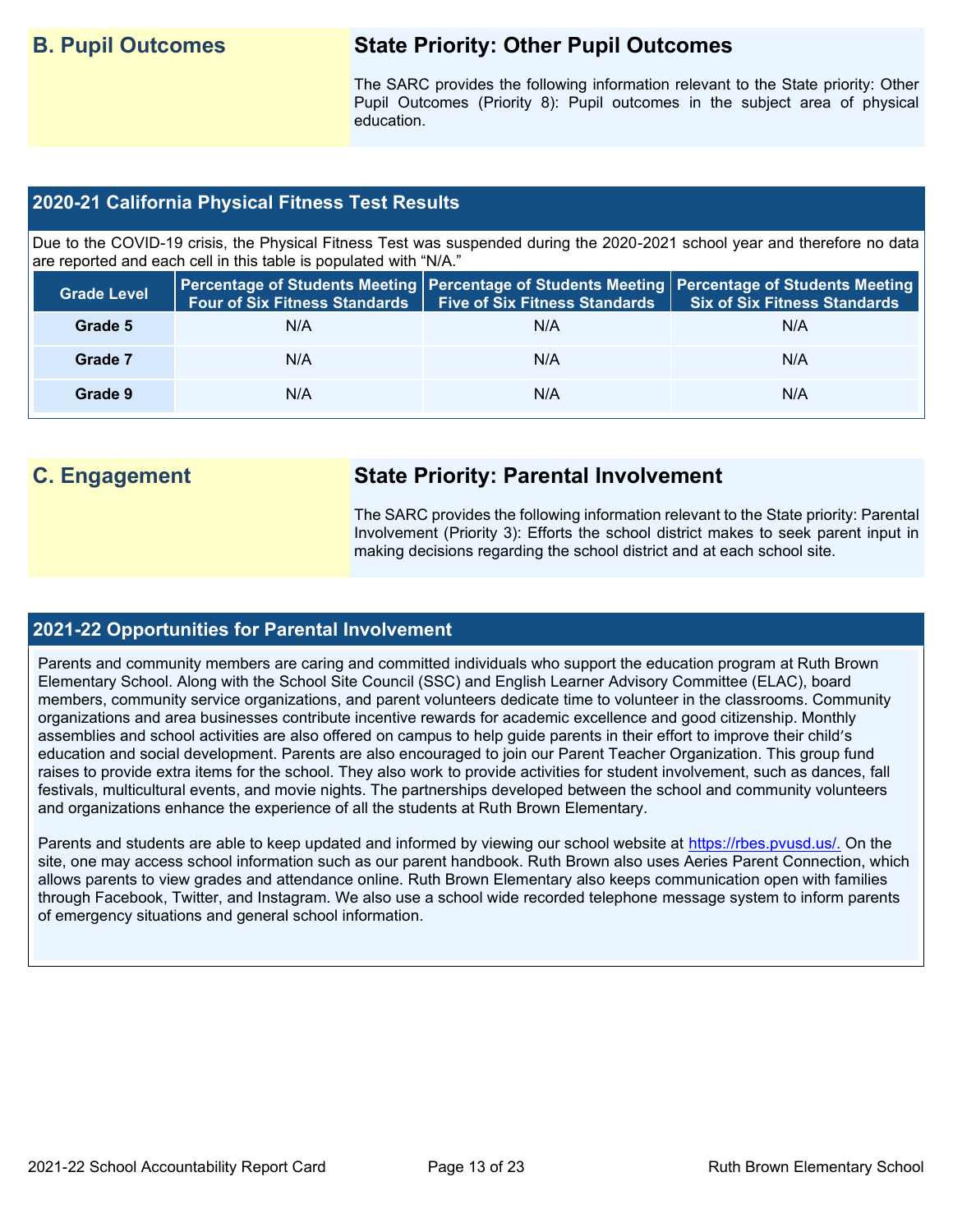## B. Pupil Outcomes

### State Priority: Other Pupil Outcomes

The SARC provides the following information relevant to the State priority: Other Pupil Outcomes (Priority 8): Pupil outcomes in the subject area of physical education.

### 2020-21 California Physical Fitness Test Results

Due to the COVID-19 crisis, the Physical Fitness Test was suspended during the 2020-2021 school year and therefore no data are reported and each cell in this table is populated with "N/A."

| Grade Level | Percentage of Students Meeting Four of Six Fitness Standards | Percentage of Students Meeting Five of Six Fitness Standards | Percentage of Students Meeting Six of Six Fitness Standards |
|---|---|---|---|
| Grade 5 | N/A | N/A | N/A |
| Grade 7 | N/A | N/A | N/A |
| Grade 9 | N/A | N/A | N/A |

## C. Engagement

### State Priority: Parental Involvement

The SARC provides the following information relevant to the State priority: Parental Involvement (Priority 3): Efforts the school district makes to seek parent input in making decisions regarding the school district and at each school site.

### 2021-22 Opportunities for Parental Involvement

Parents and community members are caring and committed individuals who support the education program at Ruth Brown Elementary School. Along with the School Site Council (SSC) and English Learner Advisory Committee (ELAC), board members, community service organizations, and parent volunteers dedicate time to volunteer in the classrooms. Community organizations and area businesses contribute incentive rewards for academic excellence and good citizenship. Monthly assemblies and school activities are also offered on campus to help guide parents in their effort to improve their child's education and social development. Parents are also encouraged to join our Parent Teacher Organization. This group fund raises to provide extra items for the school. They also work to provide activities for student involvement, such as dances, fall festivals, multicultural events, and movie nights. The partnerships developed between the school and community volunteers and organizations enhance the experience of all the students at Ruth Brown Elementary.

Parents and students are able to keep updated and informed by viewing our school website at https://rbes.pvusd.us/. On the site, one may access school information such as our parent handbook. Ruth Brown also uses Aeries Parent Connection, which allows parents to view grades and attendance online. Ruth Brown Elementary also keeps communication open with families through Facebook, Twitter, and Instagram. We also use a school wide recorded telephone message system to inform parents of emergency situations and general school information.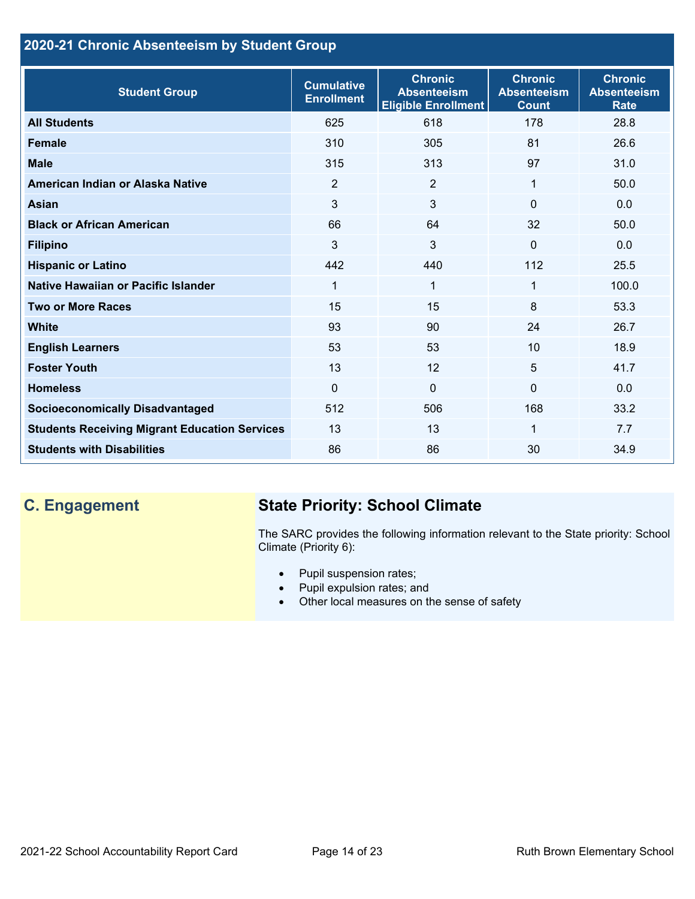## 2020-21 Chronic Absenteeism by Student Group

| Student Group | Cumulative Enrollment | Chronic Absenteeism Eligible Enrollment | Chronic Absenteeism Count | Chronic Absenteeism Rate |
|---|---|---|---|---|
| All Students | 625 | 618 | 178 | 28.8 |
| Female | 310 | 305 | 81 | 26.6 |
| Male | 315 | 313 | 97 | 31.0 |
| American Indian or Alaska Native | 2 | 2 | 1 | 50.0 |
| Asian | 3 | 3 | 0 | 0.0 |
| Black or African American | 66 | 64 | 32 | 50.0 |
| Filipino | 3 | 3 | 0 | 0.0 |
| Hispanic or Latino | 442 | 440 | 112 | 25.5 |
| Native Hawaiian or Pacific Islander | 1 | 1 | 1 | 100.0 |
| Two or More Races | 15 | 15 | 8 | 53.3 |
| White | 93 | 90 | 24 | 26.7 |
| English Learners | 53 | 53 | 10 | 18.9 |
| Foster Youth | 13 | 12 | 5 | 41.7 |
| Homeless | 0 | 0 | 0 | 0.0 |
| Socioeconomically Disadvantaged | 512 | 506 | 168 | 33.2 |
| Students Receiving Migrant Education Services | 13 | 13 | 1 | 7.7 |
| Students with Disabilities | 86 | 86 | 30 | 34.9 |

## C. Engagement

### State Priority: School Climate

The SARC provides the following information relevant to the State priority: School Climate (Priority 6):

- Pupil suspension rates;
- Pupil expulsion rates; and
- Other local measures on the sense of safety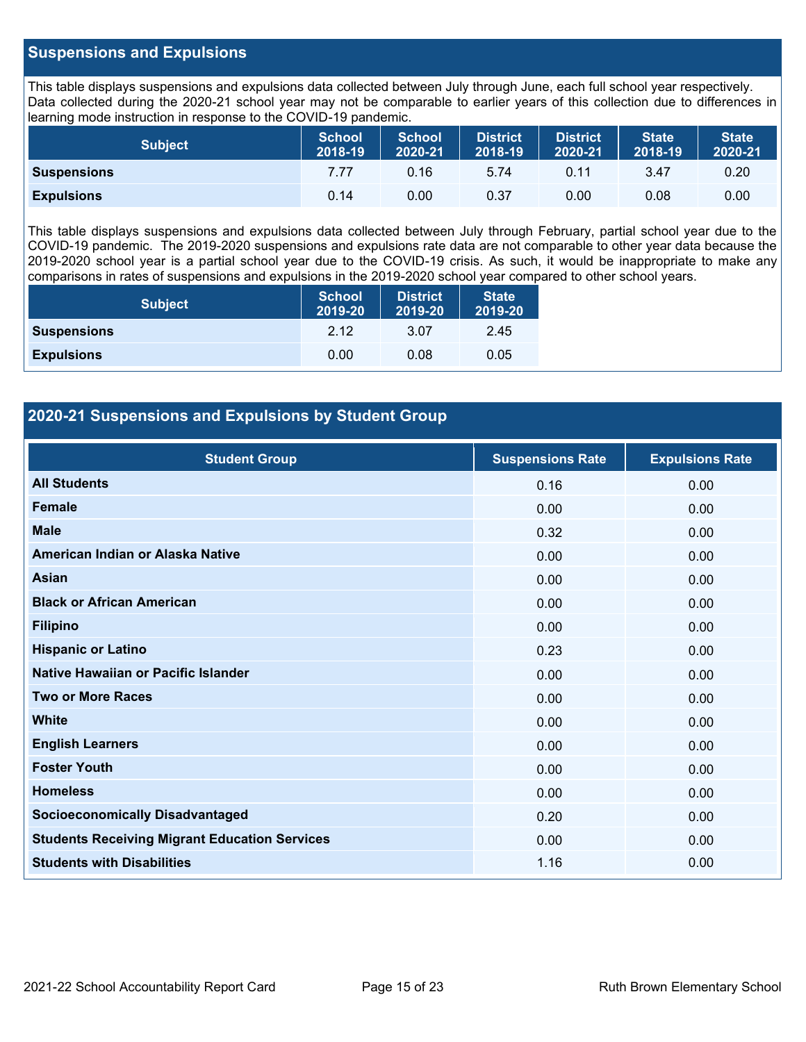## Suspensions and Expulsions

This table displays suspensions and expulsions data collected between July through June, each full school year respectively. Data collected during the 2020-21 school year may not be comparable to earlier years of this collection due to differences in learning mode instruction in response to the COVID-19 pandemic.

| Subject | School 2018-19 | School 2020-21 | District 2018-19 | District 2020-21 | State 2018-19 | State 2020-21 |
|---|---|---|---|---|---|---|
| **Suspensions** | 7.77 | 0.16 | 5.74 | 0.11 | 3.47 | 0.20 |
| **Expulsions** | 0.14 | 0.00 | 0.37 | 0.00 | 0.08 | 0.00 |

This table displays suspensions and expulsions data collected between July through February, partial school year due to the COVID-19 pandemic. The 2019-2020 suspensions and expulsions rate data are not comparable to other year data because the 2019-2020 school year is a partial school year due to the COVID-19 crisis. As such, it would be inappropriate to make any comparisons in rates of suspensions and expulsions in the 2019-2020 school year compared to other school years.

| Subject | School 2019-20 | District 2019-20 | State 2019-20 |
|---|---|---|---|
| **Suspensions** | 2.12 | 3.07 | 2.45 |
| **Expulsions** | 0.00 | 0.08 | 0.05 |

## 2020-21 Suspensions and Expulsions by Student Group

| Student Group | Suspensions Rate | Expulsions Rate |
|---|---|---|
| **All Students** | 0.16 | 0.00 |
| **Female** | 0.00 | 0.00 |
| **Male** | 0.32 | 0.00 |
| **American Indian or Alaska Native** | 0.00 | 0.00 |
| **Asian** | 0.00 | 0.00 |
| **Black or African American** | 0.00 | 0.00 |
| **Filipino** | 0.00 | 0.00 |
| **Hispanic or Latino** | 0.23 | 0.00 |
| **Native Hawaiian or Pacific Islander** | 0.00 | 0.00 |
| **Two or More Races** | 0.00 | 0.00 |
| **White** | 0.00 | 0.00 |
| **English Learners** | 0.00 | 0.00 |
| **Foster Youth** | 0.00 | 0.00 |
| **Homeless** | 0.00 | 0.00 |
| **Socioeconomically Disadvantaged** | 0.20 | 0.00 |
| **Students Receiving Migrant Education Services** | 0.00 | 0.00 |
| **Students with Disabilities** | 1.16 | 0.00 |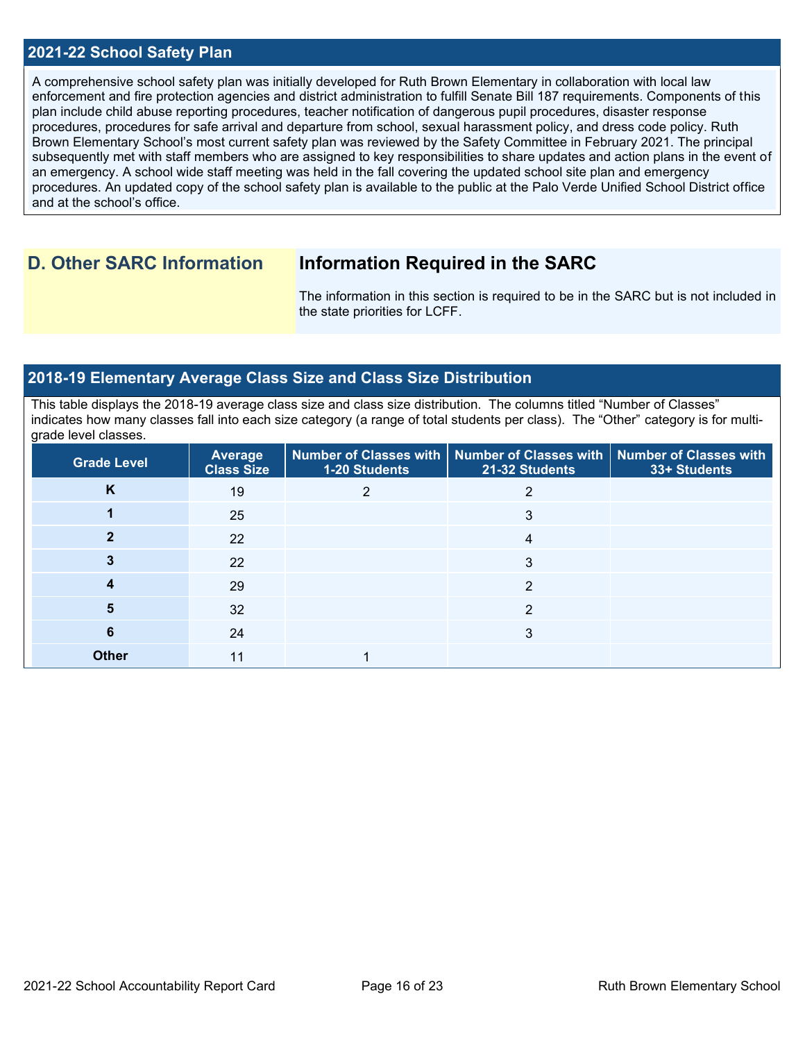## 2021-22 School Safety Plan

A comprehensive school safety plan was initially developed for Ruth Brown Elementary in collaboration with local law enforcement and fire protection agencies and district administration to fulfill Senate Bill 187 requirements. Components of this plan include child abuse reporting procedures, teacher notification of dangerous pupil procedures, disaster response procedures, procedures for safe arrival and departure from school, sexual harassment policy, and dress code policy. Ruth Brown Elementary School's most current safety plan was reviewed by the Safety Committee in February 2021. The principal subsequently met with staff members who are assigned to key responsibilities to share updates and action plans in the event of an emergency. A school wide staff meeting was held in the fall covering the updated school site plan and emergency procedures. An updated copy of the school safety plan is available to the public at the Palo Verde Unified School District office and at the school's office.

## D. Other SARC Information

### Information Required in the SARC

The information in this section is required to be in the SARC but is not included in the state priorities for LCFF.

## 2018-19 Elementary Average Class Size and Class Size Distribution

This table displays the 2018-19 average class size and class size distribution. The columns titled "Number of Classes" indicates how many classes fall into each size category (a range of total students per class). The "Other" category is for multi-grade level classes.

| Grade Level | Average Class Size | Number of Classes with 1-20 Students | Number of Classes with 21-32 Students | Number of Classes with 33+ Students |
|---|---|---|---|---|
| K | 19 | 2 | 2 | |
| 1 | 25 | | 3 | |
| 2 | 22 | | 4 | |
| 3 | 22 | | 3 | |
| 4 | 29 | | 2 | |
| 5 | 32 | | 2 | |
| 6 | 24 | | 3 | |
| Other | 11 | 1 | | |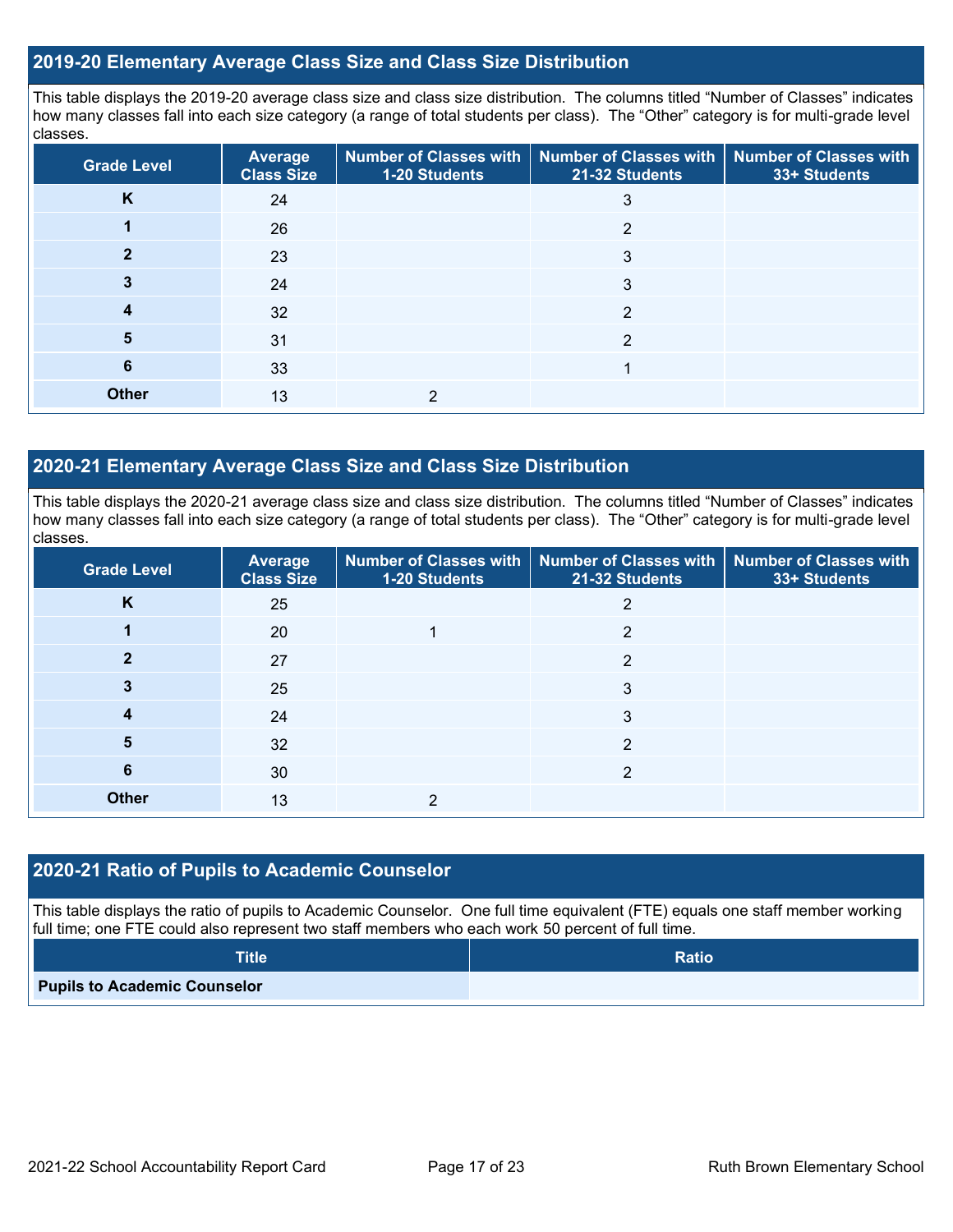## 2019-20 Elementary Average Class Size and Class Size Distribution

This table displays the 2019-20 average class size and class size distribution. The columns titled "Number of Classes" indicates how many classes fall into each size category (a range of total students per class). The "Other" category is for multi-grade level classes.

| Grade Level | Average Class Size | Number of Classes with 1-20 Students | Number of Classes with 21-32 Students | Number of Classes with 33+ Students |
|---|---|---|---|---|
| K | 24 | | 3 | |
| 1 | 26 | | 2 | |
| 2 | 23 | | 3 | |
| 3 | 24 | | 3 | |
| 4 | 32 | | 2 | |
| 5 | 31 | | 2 | |
| 6 | 33 | | 1 | |
| Other | 13 | 2 | | |

## 2020-21 Elementary Average Class Size and Class Size Distribution

This table displays the 2020-21 average class size and class size distribution. The columns titled "Number of Classes" indicates how many classes fall into each size category (a range of total students per class). The "Other" category is for multi-grade level classes.

| Grade Level | Average Class Size | Number of Classes with 1-20 Students | Number of Classes with 21-32 Students | Number of Classes with 33+ Students |
|---|---|---|---|---|
| K | 25 | | 2 | |
| 1 | 20 | 1 | 2 | |
| 2 | 27 | | 2 | |
| 3 | 25 | | 3 | |
| 4 | 24 | | 3 | |
| 5 | 32 | | 2 | |
| 6 | 30 | | 2 | |
| Other | 13 | 2 | | |

## 2020-21 Ratio of Pupils to Academic Counselor

This table displays the ratio of pupils to Academic Counselor. One full time equivalent (FTE) equals one staff member working full time; one FTE could also represent two staff members who each work 50 percent of full time.

| Title | Ratio |
|---|---|
| Pupils to Academic Counselor | |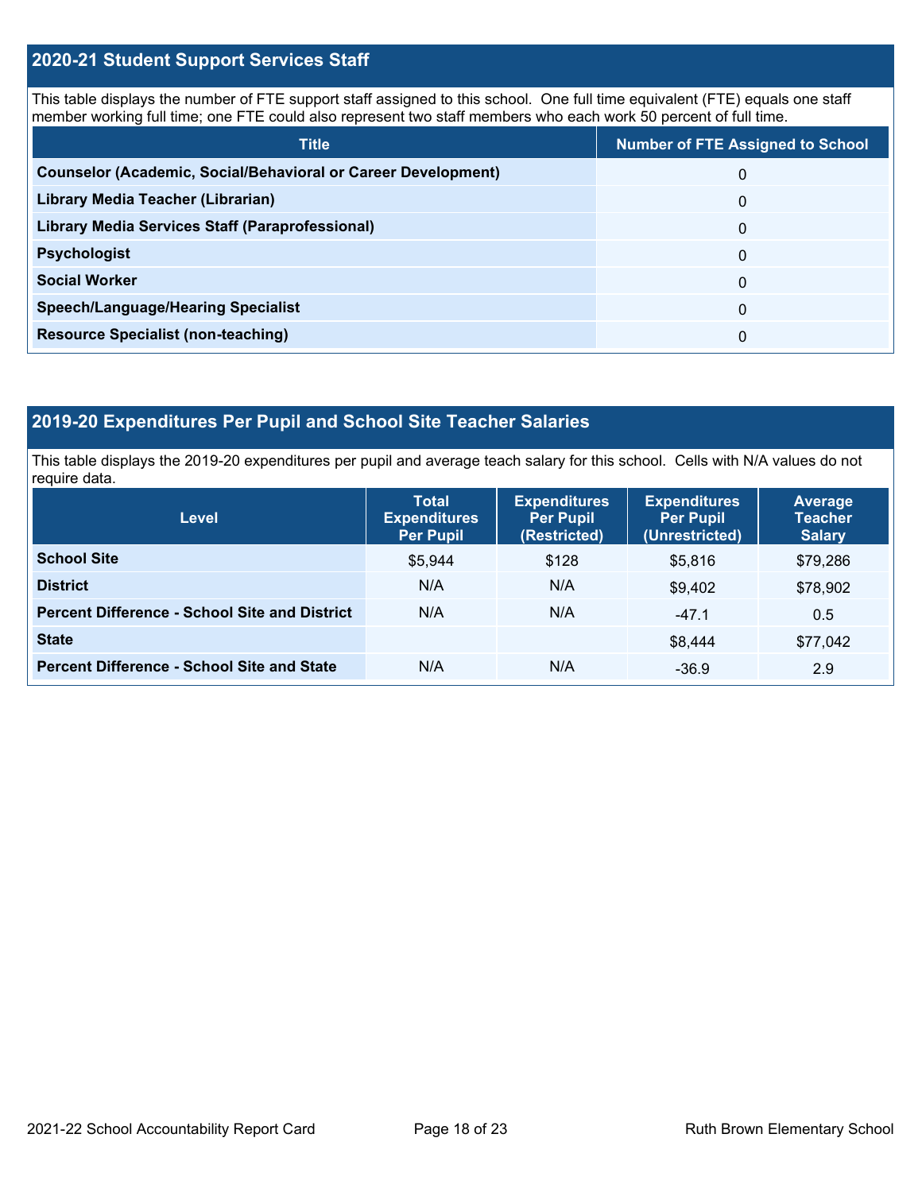## 2020-21 Student Support Services Staff

This table displays the number of FTE support staff assigned to this school. One full time equivalent (FTE) equals one staff member working full time; one FTE could also represent two staff members who each work 50 percent of full time.

| Title | Number of FTE Assigned to School |
|---|---|
| **Counselor (Academic, Social/Behavioral or Career Development)** | 0 |
| **Library Media Teacher (Librarian)** | 0 |
| **Library Media Services Staff (Paraprofessional)** | 0 |
| **Psychologist** | 0 |
| **Social Worker** | 0 |
| **Speech/Language/Hearing Specialist** | 0 |
| **Resource Specialist (non-teaching)** | 0 |

## 2019-20 Expenditures Per Pupil and School Site Teacher Salaries

This table displays the 2019-20 expenditures per pupil and average teach salary for this school. Cells with N/A values do not require data.

| Level | Total Expenditures Per Pupil | Expenditures Per Pupil (Restricted) | Expenditures Per Pupil (Unrestricted) | Average Teacher Salary |
|---|---|---|---|---|
| **School Site** | $5,944 | $128 | $5,816 | $79,286 |
| **District** | N/A | N/A | $9,402 | $78,902 |
| **Percent Difference - School Site and District** | N/A | N/A | -47.1 | 0.5 |
| **State** | | | $8,444 | $77,042 |
| **Percent Difference - School Site and State** | N/A | N/A | -36.9 | 2.9 |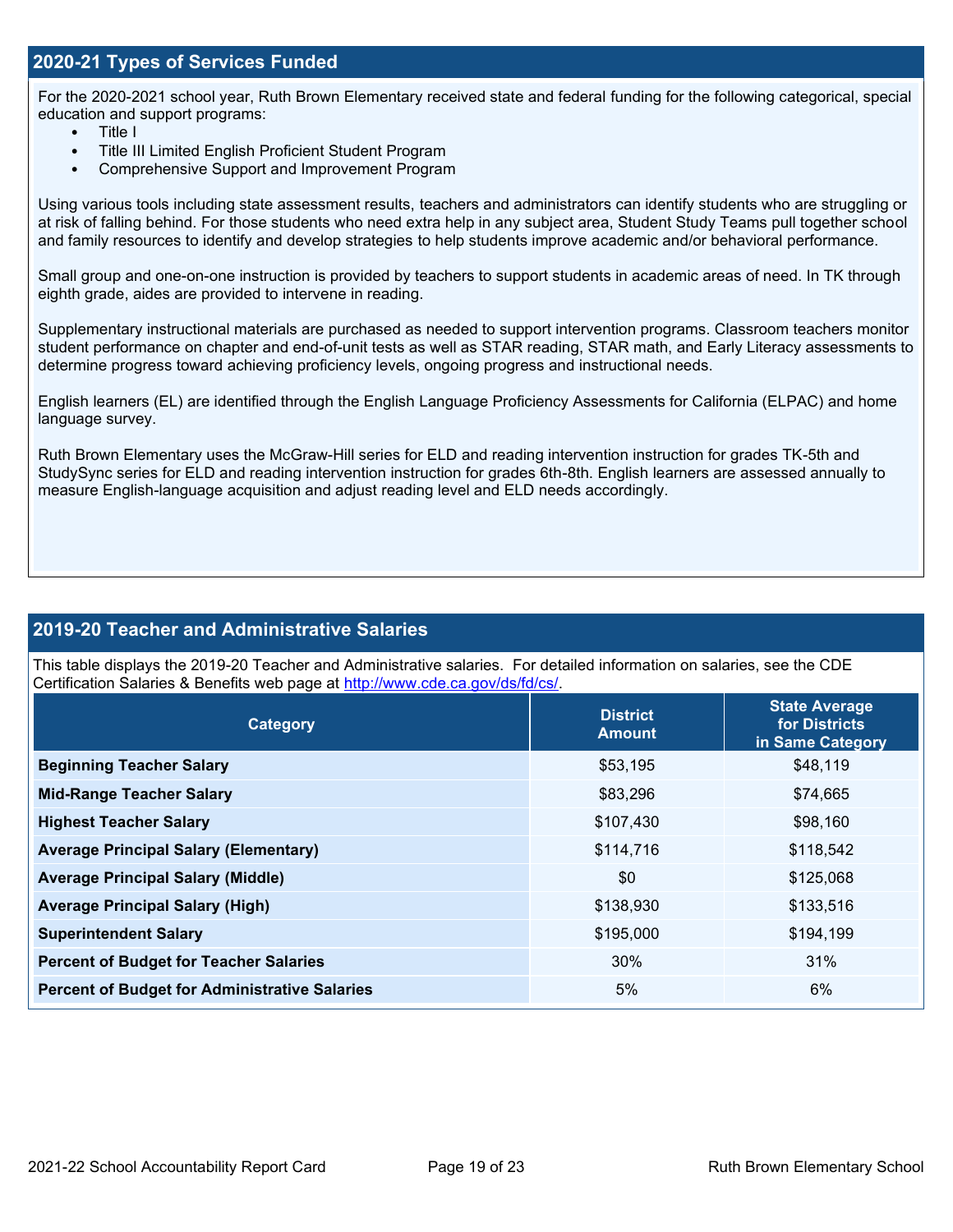## 2020-21 Types of Services Funded

For the 2020-2021 school year, Ruth Brown Elementary received state and federal funding for the following categorical, special education and support programs:

- Title I
- Title III Limited English Proficient Student Program
- Comprehensive Support and Improvement Program

Using various tools including state assessment results, teachers and administrators can identify students who are struggling or at risk of falling behind. For those students who need extra help in any subject area, Student Study Teams pull together school and family resources to identify and develop strategies to help students improve academic and/or behavioral performance.

Small group and one-on-one instruction is provided by teachers to support students in academic areas of need. In TK through eighth grade, aides are provided to intervene in reading.

Supplementary instructional materials are purchased as needed to support intervention programs. Classroom teachers monitor student performance on chapter and end-of-unit tests as well as STAR reading, STAR math, and Early Literacy assessments to determine progress toward achieving proficiency levels, ongoing progress and instructional needs.

English learners (EL) are identified through the English Language Proficiency Assessments for California (ELPAC) and home language survey.

Ruth Brown Elementary uses the McGraw-Hill series for ELD and reading intervention instruction for grades TK-5th and StudySync series for ELD and reading intervention instruction for grades 6th-8th. English learners are assessed annually to measure English-language acquisition and adjust reading level and ELD needs accordingly.

## 2019-20 Teacher and Administrative Salaries

This table displays the 2019-20 Teacher and Administrative salaries. For detailed information on salaries, see the CDE Certification Salaries & Benefits web page at http://www.cde.ca.gov/ds/fd/cs/.

| Category | District Amount | State Average for Districts in Same Category |
|---|---|---|
| **Beginning Teacher Salary** | $53,195 | $48,119 |
| **Mid-Range Teacher Salary** | $83,296 | $74,665 |
| **Highest Teacher Salary** | $107,430 | $98,160 |
| **Average Principal Salary (Elementary)** | $114,716 | $118,542 |
| **Average Principal Salary (Middle)** | $0 | $125,068 |
| **Average Principal Salary (High)** | $138,930 | $133,516 |
| **Superintendent Salary** | $195,000 | $194,199 |
| **Percent of Budget for Teacher Salaries** | 30% | 31% |
| **Percent of Budget for Administrative Salaries** | 5% | 6% |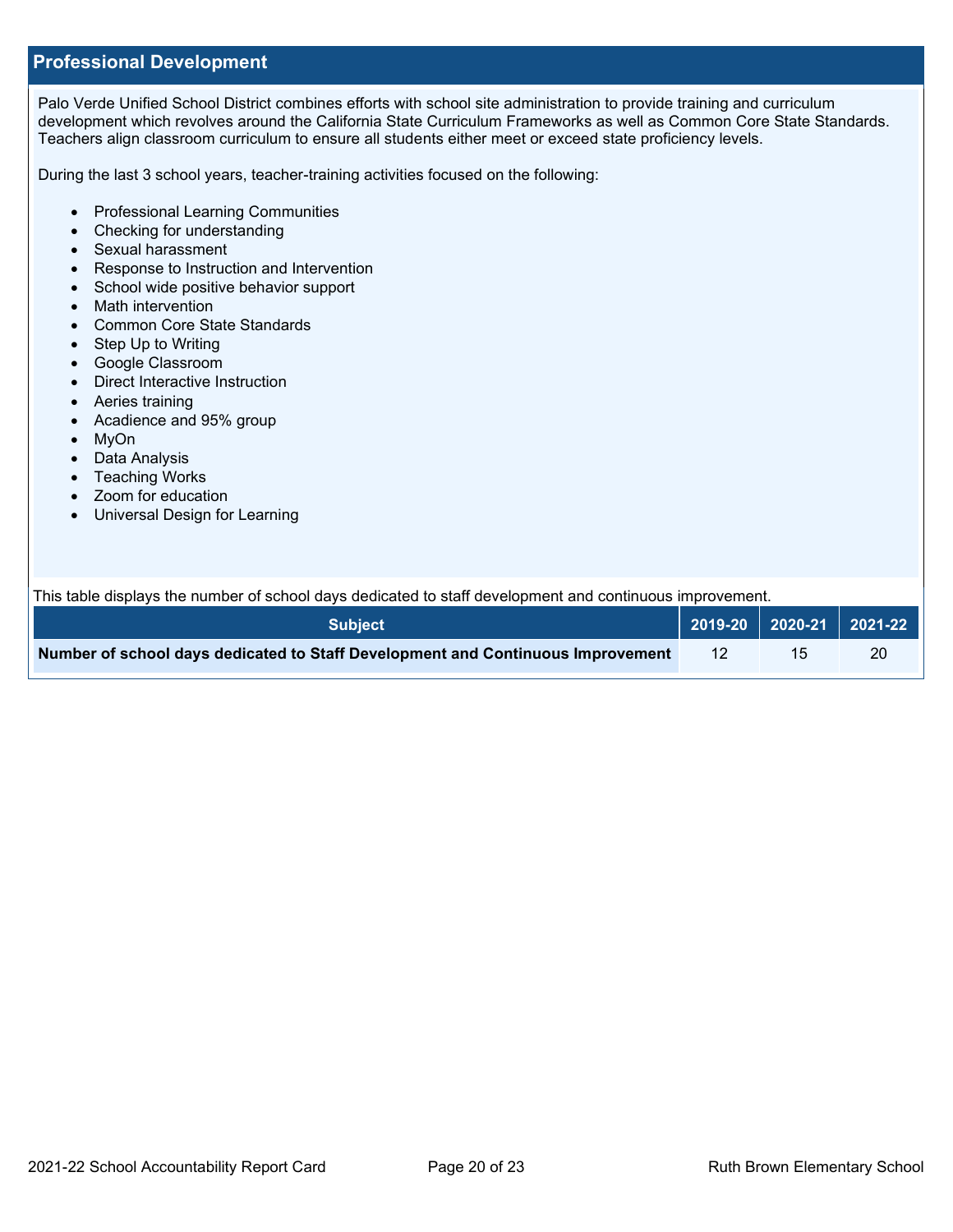## Professional Development

Palo Verde Unified School District combines efforts with school site administration to provide training and curriculum development which revolves around the California State Curriculum Frameworks as well as Common Core State Standards. Teachers align classroom curriculum to ensure all students either meet or exceed state proficiency levels.

During the last 3 school years, teacher-training activities focused on the following:

- Professional Learning Communities
- Checking for understanding
- Sexual harassment
- Response to Instruction and Intervention
- School wide positive behavior support
- Math intervention
- Common Core State Standards
- Step Up to Writing
- Google Classroom
- Direct Interactive Instruction
- Aeries training
- Acadience and 95% group
- MyOn
- Data Analysis
- Teaching Works
- Zoom for education
- Universal Design for Learning

This table displays the number of school days dedicated to staff development and continuous improvement.

| Subject | 2019-20 | 2020-21 | 2021-22 |
|---|---|---|---|
| **Number of school days dedicated to Staff Development and Continuous Improvement** | 12 | 15 | 20 |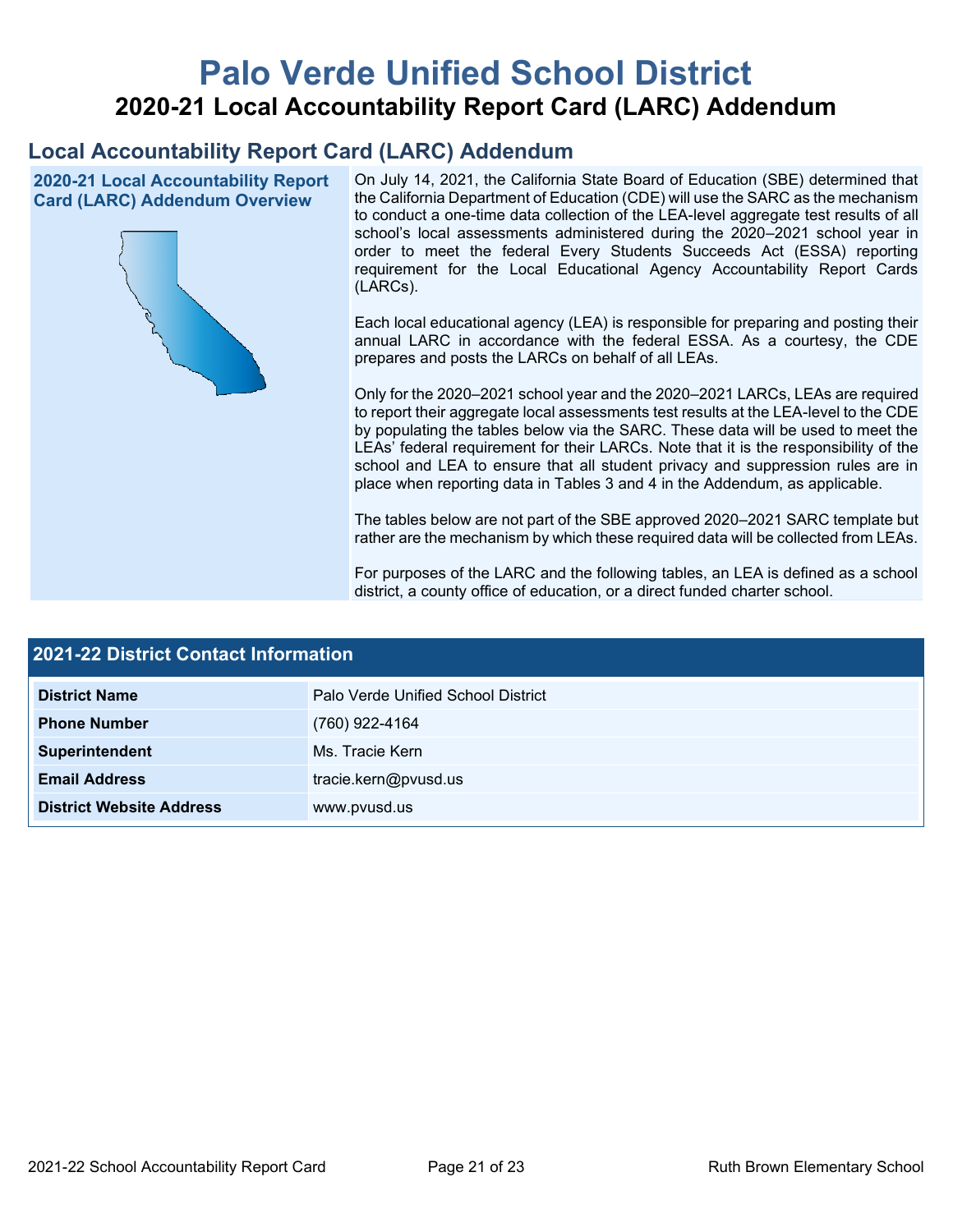# Palo Verde Unified School District

## 2020-21 Local Accountability Report Card (LARC) Addendum

### Local Accountability Report Card (LARC) Addendum

**2020-21 Local Accountability Report Card (LARC) Addendum Overview**

On July 14, 2021, the California State Board of Education (SBE) determined that the California Department of Education (CDE) will use the SARC as the mechanism to conduct a one-time data collection of the LEA-level aggregate test results of all school's local assessments administered during the 2020–2021 school year in order to meet the federal Every Students Succeeds Act (ESSA) reporting requirement for the Local Educational Agency Accountability Report Cards (LARCs).

Each local educational agency (LEA) is responsible for preparing and posting their annual LARC in accordance with the federal ESSA. As a courtesy, the CDE prepares and posts the LARCs on behalf of all LEAs.

Only for the 2020–2021 school year and the 2020–2021 LARCs, LEAs are required to report their aggregate local assessments test results at the LEA-level to the CDE by populating the tables below via the SARC. These data will be used to meet the LEAs' federal requirement for their LARCs. Note that it is the responsibility of the school and LEA to ensure that all student privacy and suppression rules are in place when reporting data in Tables 3 and 4 in the Addendum, as applicable.

The tables below are not part of the SBE approved 2020–2021 SARC template but rather are the mechanism by which these required data will be collected from LEAs.

For purposes of the LARC and the following tables, an LEA is defined as a school district, a county office of education, or a direct funded charter school.

### 2021-22 District Contact Information

| 2021-22 District Contact Information | |
|---|---|
| **District Name** | Palo Verde Unified School District |
| **Phone Number** | (760) 922-4164 |
| **Superintendent** | Ms. Tracie Kern |
| **Email Address** | tracie.kern@pvusd.us |
| **District Website Address** | www.pvusd.us |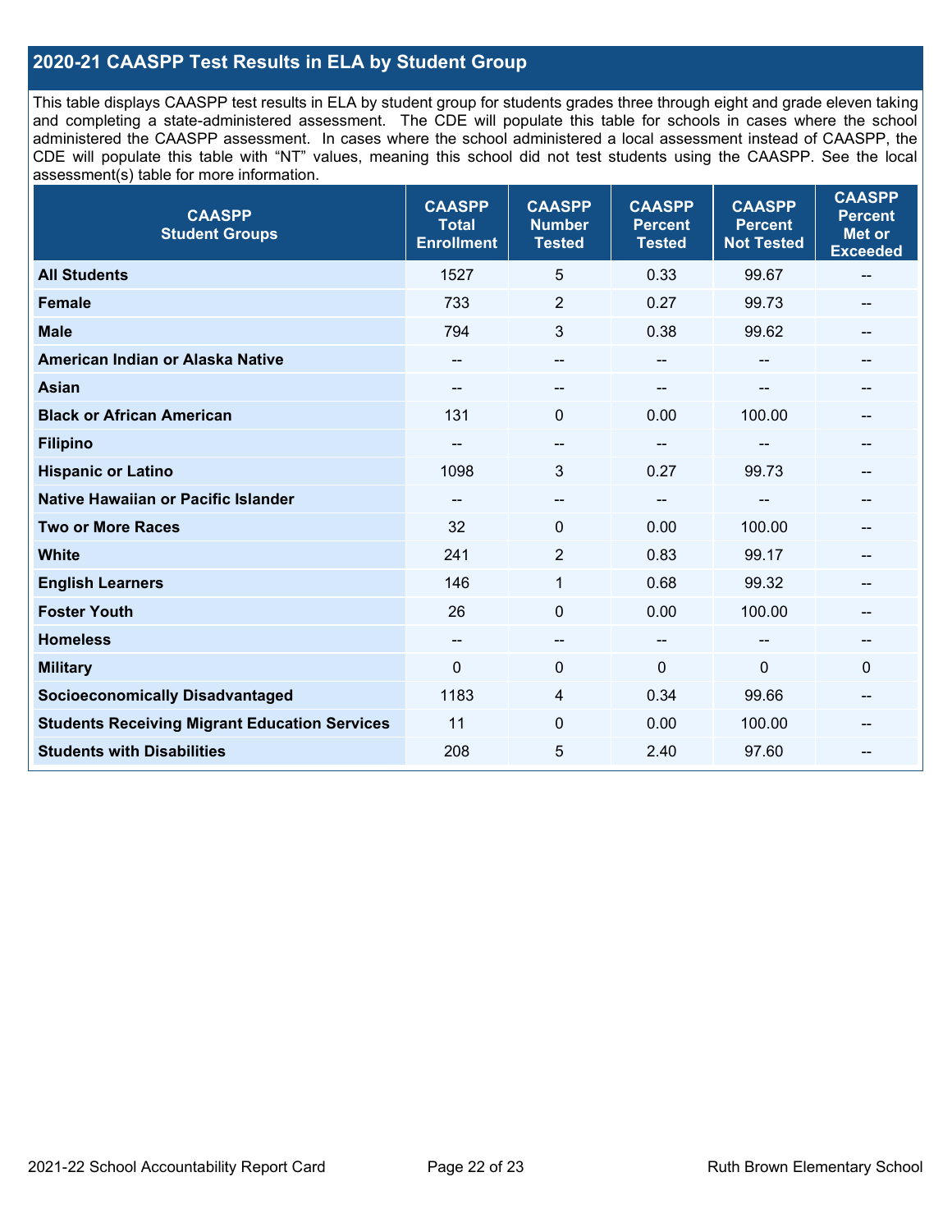## 2020-21 CAASPP Test Results in ELA by Student Group

This table displays CAASPP test results in ELA by student group for students grades three through eight and grade eleven taking and completing a state-administered assessment. The CDE will populate this table for schools in cases where the school administered the CAASPP assessment. In cases where the school administered a local assessment instead of CAASPP, the CDE will populate this table with "NT" values, meaning this school did not test students using the CAASPP. See the local assessment(s) table for more information.

| CAASPP Student Groups | CAASPP Total Enrollment | CAASPP Number Tested | CAASPP Percent Tested | CAASPP Percent Not Tested | CAASPP Percent Met or Exceeded |
|---|---|---|---|---|---|
| **All Students** | 1527 | 5 | 0.33 | 99.67 | -- |
| **Female** | 733 | 2 | 0.27 | 99.73 | -- |
| **Male** | 794 | 3 | 0.38 | 99.62 | -- |
| **American Indian or Alaska Native** | -- | -- | -- | -- | -- |
| **Asian** | -- | -- | -- | -- | -- |
| **Black or African American** | 131 | 0 | 0.00 | 100.00 | -- |
| **Filipino** | -- | -- | -- | -- | -- |
| **Hispanic or Latino** | 1098 | 3 | 0.27 | 99.73 | -- |
| **Native Hawaiian or Pacific Islander** | -- | -- | -- | -- | -- |
| **Two or More Races** | 32 | 0 | 0.00 | 100.00 | -- |
| **White** | 241 | 2 | 0.83 | 99.17 | -- |
| **English Learners** | 146 | 1 | 0.68 | 99.32 | -- |
| **Foster Youth** | 26 | 0 | 0.00 | 100.00 | -- |
| **Homeless** | -- | -- | -- | -- | -- |
| **Military** | 0 | 0 | 0 | 0 | 0 |
| **Socioeconomically Disadvantaged** | 1183 | 4 | 0.34 | 99.66 | -- |
| **Students Receiving Migrant Education Services** | 11 | 0 | 0.00 | 100.00 | -- |
| **Students with Disabilities** | 208 | 5 | 2.40 | 97.60 | -- |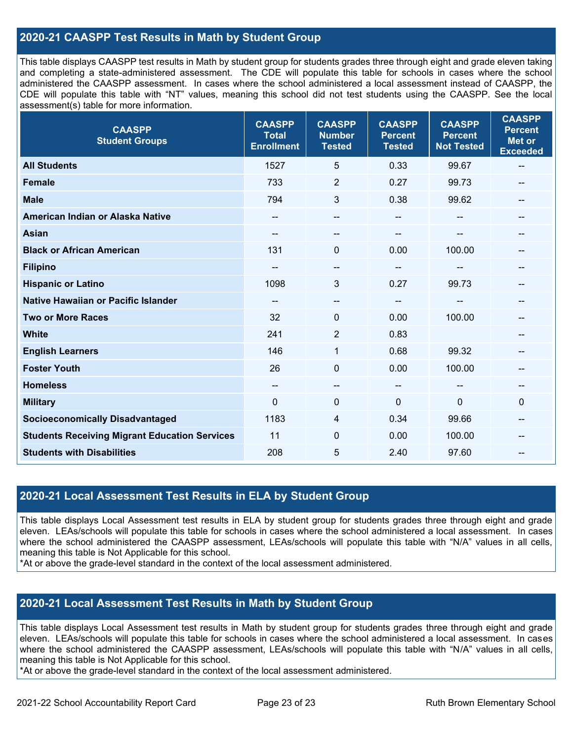## 2020-21 CAASPP Test Results in Math by Student Group

This table displays CAASPP test results in Math by student group for students grades three through eight and grade eleven taking and completing a state-administered assessment. The CDE will populate this table for schools in cases where the school administered the CAASPP assessment. In cases where the school administered a local assessment instead of CAASPP, the CDE will populate this table with "NT" values, meaning this school did not test students using the CAASPP. See the local assessment(s) table for more information.

| CAASPP Student Groups | CAASPP Total Enrollment | CAASPP Number Tested | CAASPP Percent Tested | CAASPP Percent Not Tested | CAASPP Percent Met or Exceeded |
|---|---|---|---|---|---|
| **All Students** | 1527 | 5 | 0.33 | 99.67 | -- |
| **Female** | 733 | 2 | 0.27 | 99.73 | -- |
| **Male** | 794 | 3 | 0.38 | 99.62 | -- |
| **American Indian or Alaska Native** | -- | -- | -- | -- | -- |
| **Asian** | -- | -- | -- | -- | -- |
| **Black or African American** | 131 | 0 | 0.00 | 100.00 | -- |
| **Filipino** | -- | -- | -- | -- | -- |
| **Hispanic or Latino** | 1098 | 3 | 0.27 | 99.73 | -- |
| **Native Hawaiian or Pacific Islander** | -- | -- | -- | -- | -- |
| **Two or More Races** | 32 | 0 | 0.00 | 100.00 | -- |
| **White** | 241 | 2 | 0.83 | | -- |
| **English Learners** | 146 | 1 | 0.68 | 99.32 | -- |
| **Foster Youth** | 26 | 0 | 0.00 | 100.00 | -- |
| **Homeless** | -- | -- | -- | -- | -- |
| **Military** | 0 | 0 | 0 | 0 | 0 |
| **Socioeconomically Disadvantaged** | 1183 | 4 | 0.34 | 99.66 | -- |
| **Students Receiving Migrant Education Services** | 11 | 0 | 0.00 | 100.00 | -- |
| **Students with Disabilities** | 208 | 5 | 2.40 | 97.60 | -- |

## 2020-21 Local Assessment Test Results in ELA by Student Group

This table displays Local Assessment test results in ELA by student group for students grades three through eight and grade eleven. LEAs/schools will populate this table for schools in cases where the school administered a local assessment. In cases where the school administered the CAASPP assessment, LEAs/schools will populate this table with "N/A" values in all cells, meaning this table is Not Applicable for this school.

*At or above the grade-level standard in the context of the local assessment administered.

## 2020-21 Local Assessment Test Results in Math by Student Group

This table displays Local Assessment test results in Math by student group for students grades three through eight and grade eleven. LEAs/schools will populate this table for schools in cases where the school administered a local assessment. In cases where the school administered the CAASPP assessment, LEAs/schools will populate this table with "N/A" values in all cells, meaning this table is Not Applicable for this school.

*At or above the grade-level standard in the context of the local assessment administered.